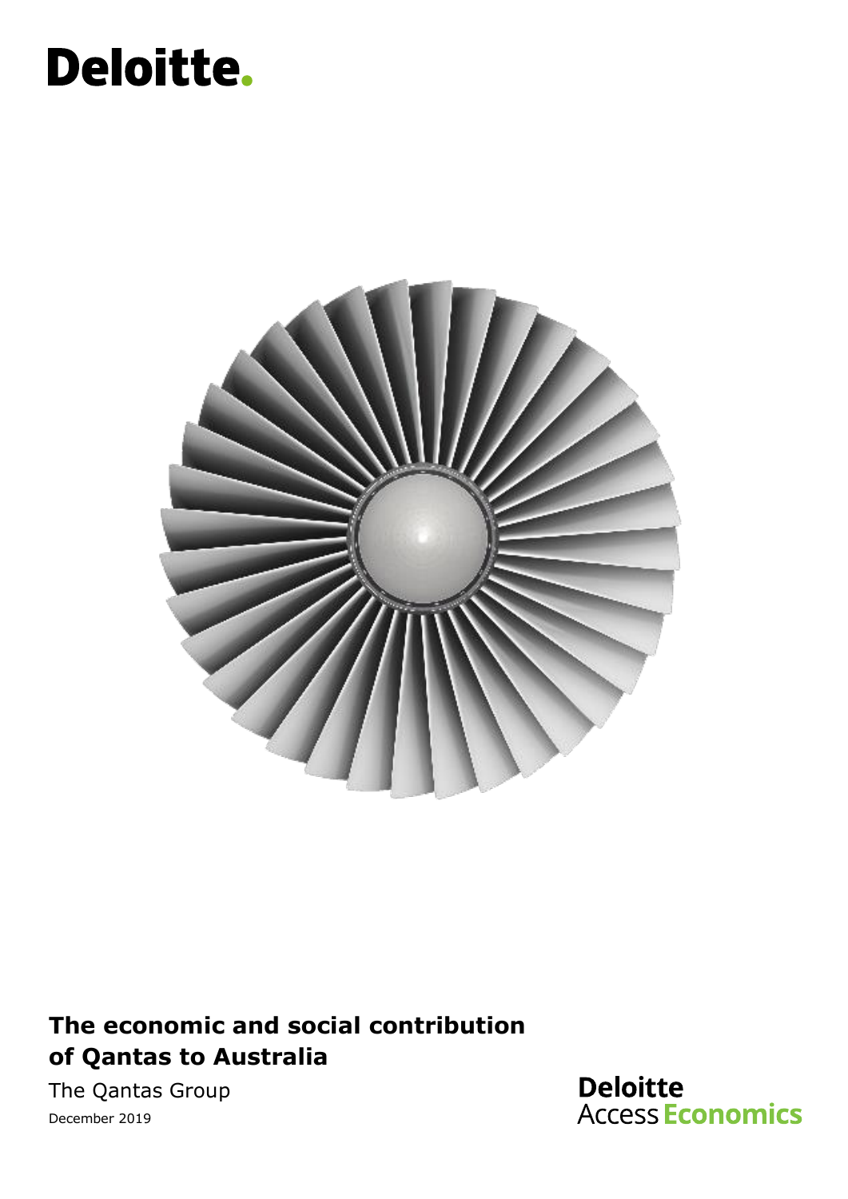Deloitte.

# The economic and social contribution of Qantas to Australia

The Qantas Group

December 2019

Deloitte Access Economics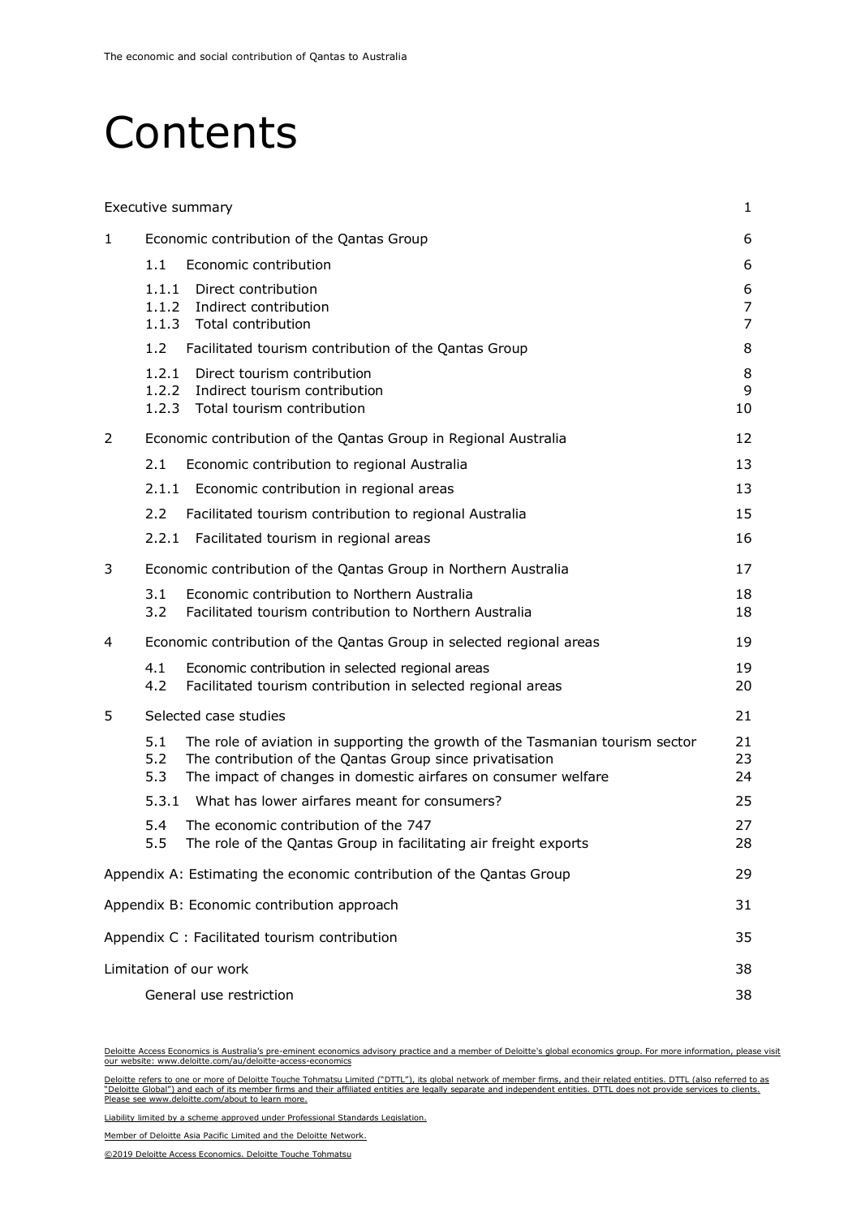# Contents

| | |
|---|---|
| Executive summary | 1 |
| 1 Economic contribution of the Qantas Group | 6 |
| 1.1 Economic contribution | 6 |
| 1.1.1 Direct contribution | 6 |
| 1.1.2 Indirect contribution | 7 |
| 1.1.3 Total contribution | 7 |
| 1.2 Facilitated tourism contribution of the Qantas Group | 8 |
| 1.2.1 Direct tourism contribution | 8 |
| 1.2.2 Indirect tourism contribution | 9 |
| 1.2.3 Total tourism contribution | 10 |
| 2 Economic contribution of the Qantas Group in Regional Australia | 12 |
| 2.1 Economic contribution to regional Australia | 13 |
| 2.1.1 Economic contribution in regional areas | 13 |
| 2.2 Facilitated tourism contribution to regional Australia | 15 |
| 2.2.1 Facilitated tourism in regional areas | 16 |
| 3 Economic contribution of the Qantas Group in Northern Australia | 17 |
| 3.1 Economic contribution to Northern Australia | 18 |
| 3.2 Facilitated tourism contribution to Northern Australia | 18 |
| 4 Economic contribution of the Qantas Group in selected regional areas | 19 |
| 4.1 Economic contribution in selected regional areas | 19 |
| 4.2 Facilitated tourism contribution in selected regional areas | 20 |
| 5 Selected case studies | 21 |
| 5.1 The role of aviation in supporting the growth of the Tasmanian tourism sector | 21 |
| 5.2 The contribution of the Qantas Group since privatisation | 23 |
| 5.3 The impact of changes in domestic airfares on consumer welfare | 24 |
| 5.3.1 What has lower airfares meant for consumers? | 25 |
| 5.4 The economic contribution of the 747 | 27 |
| 5.5 The role of the Qantas Group in facilitating air freight exports | 28 |
| Appendix A: Estimating the economic contribution of the Qantas Group | 29 |
| Appendix B: Economic contribution approach | 31 |
| Appendix C : Facilitated tourism contribution | 35 |
| Limitation of our work | 38 |
| General use restriction | 38 |

Deloitte Access Economics is Australia's pre-eminent economics advisory practice and a member of Deloitte's global economics group. For more information, please visit our website: www.deloitte.com/au/deloitte-access-economics

Deloitte refers to one or more of Deloitte Touche Tohmatsu Limited ("DTTL"), its global network of member firms, and their related entities. DTTL (also referred to as "Deloitte Global") and each of its member firms and their affiliated entities are legally separate and independent entities. DTTL does not provide services to clients. Please see www.deloitte.com/about to learn more.

Liability limited by a scheme approved under Professional Standards Legislation.

Member of Deloitte Asia Pacific Limited and the Deloitte Network.

©2019 Deloitte Access Economics. Deloitte Touche Tohmatsu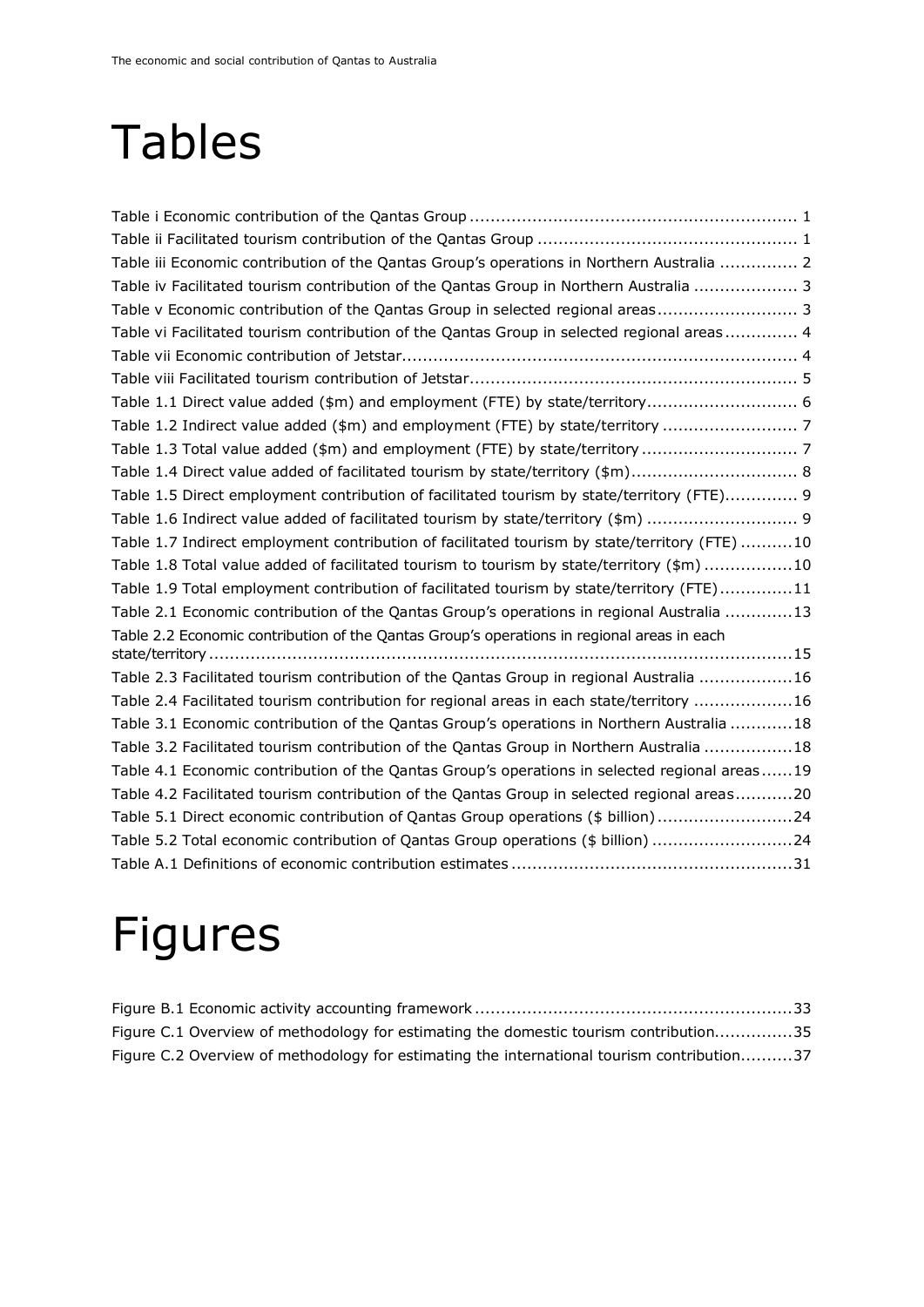# Tables

Table i Economic contribution of the Qantas Group ............................................................... 1
Table ii Facilitated tourism contribution of the Qantas Group .................................................. 1
Table iii Economic contribution of the Qantas Group's operations in Northern Australia ............... 2
Table iv Facilitated tourism contribution of the Qantas Group in Northern Australia .................... 3
Table v Economic contribution of the Qantas Group in selected regional areas........................... 3
Table vi Facilitated tourism contribution of the Qantas Group in selected regional areas.............. 4
Table vii Economic contribution of Jetstar............................................................................ 4
Table viii Facilitated tourism contribution of Jetstar............................................................... 5
Table 1.1 Direct value added ($m) and employment (FTE) by state/territory............................. 6
Table 1.2 Indirect value added ($m) and employment (FTE) by state/territory .......................... 7
Table 1.3 Total value added ($m) and employment (FTE) by state/territory .............................. 7
Table 1.4 Direct value added of facilitated tourism by state/territory ($m)................................ 8
Table 1.5 Direct employment contribution of facilitated tourism by state/territory (FTE).............. 9
Table 1.6 Indirect value added of facilitated tourism by state/territory ($m) ............................ 9
Table 1.7 Indirect employment contribution of facilitated tourism by state/territory (FTE) ..........10
Table 1.8 Total value added of facilitated tourism to tourism by state/territory ($m) .................10
Table 1.9 Total employment contribution of facilitated tourism by state/territory (FTE)..............11
Table 2.1 Economic contribution of the Qantas Group's operations in regional Australia .............13
Table 2.2 Economic contribution of the Qantas Group's operations in regional areas in each state/territory ..................................................................................................................15
Table 2.3 Facilitated tourism contribution of the Qantas Group in regional Australia ..................16
Table 2.4 Facilitated tourism contribution for regional areas in each state/territory ...................16
Table 3.1 Economic contribution of the Qantas Group's operations in Northern Australia ............18
Table 3.2 Facilitated tourism contribution of the Qantas Group in Northern Australia .................18
Table 4.1 Economic contribution of the Qantas Group's operations in selected regional areas......19
Table 4.2 Facilitated tourism contribution of the Qantas Group in selected regional areas...........20
Table 5.1 Direct economic contribution of Qantas Group operations ($ billion)..........................24
Table 5.2 Total economic contribution of Qantas Group operations ($ billion) ...........................24
Table A.1 Definitions of economic contribution estimates ......................................................31

# Figures

Figure B.1 Economic activity accounting framework .............................................................33
Figure C.1 Overview of methodology for estimating the domestic tourism contribution...............35
Figure C.2 Overview of methodology for estimating the international tourism contribution..........37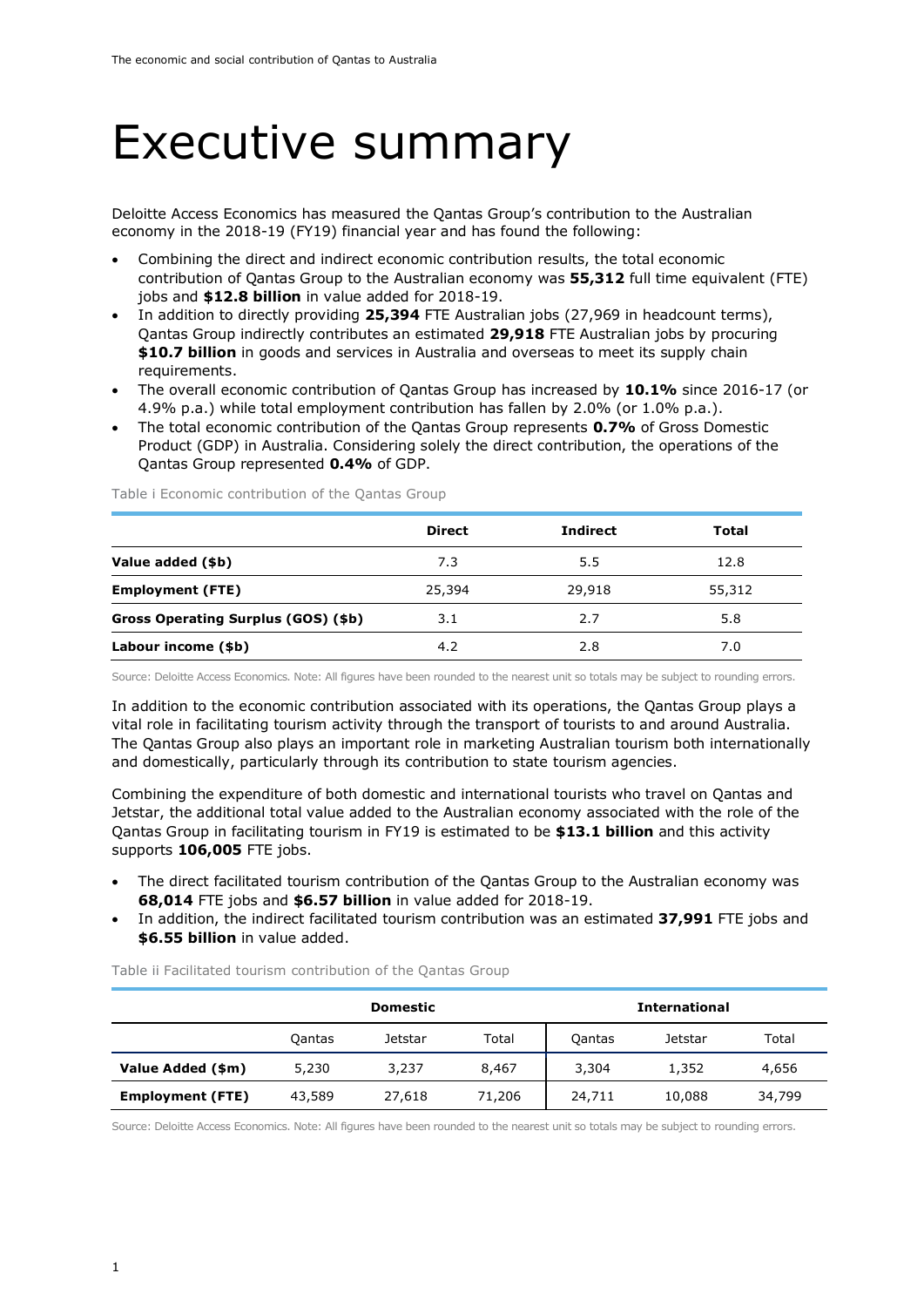# Executive summary

Deloitte Access Economics has measured the Qantas Group's contribution to the Australian economy in the 2018-19 (FY19) financial year and has found the following:

- Combining the direct and indirect economic contribution results, the total economic contribution of Qantas Group to the Australian economy was **55,312** full time equivalent (FTE) jobs and **$12.8 billion** in value added for 2018-19.
- In addition to directly providing **25,394** FTE Australian jobs (27,969 in headcount terms), Qantas Group indirectly contributes an estimated **29,918** FTE Australian jobs by procuring **$10.7 billion** in goods and services in Australia and overseas to meet its supply chain requirements.
- The overall economic contribution of Qantas Group has increased by **10.1%** since 2016-17 (or 4.9% p.a.) while total employment contribution has fallen by 2.0% (or 1.0% p.a.).
- The total economic contribution of the Qantas Group represents **0.7%** of Gross Domestic Product (GDP) in Australia. Considering solely the direct contribution, the operations of the Qantas Group represented **0.4%** of GDP.

Table i Economic contribution of the Qantas Group

| | Direct | Indirect | Total |
|---|---|---|---|
| **Value added ($b)** | 7.3 | 5.5 | 12.8 |
| **Employment (FTE)** | 25,394 | 29,918 | 55,312 |
| **Gross Operating Surplus (GOS) ($b)** | 3.1 | 2.7 | 5.8 |
| **Labour income ($b)** | 4.2 | 2.8 | 7.0 |

Source: Deloitte Access Economics. Note: All figures have been rounded to the nearest unit so totals may be subject to rounding errors.

In addition to the economic contribution associated with its operations, the Qantas Group plays a vital role in facilitating tourism activity through the transport of tourists to and around Australia. The Qantas Group also plays an important role in marketing Australian tourism both internationally and domestically, particularly through its contribution to state tourism agencies.

Combining the expenditure of both domestic and international tourists who travel on Qantas and Jetstar, the additional total value added to the Australian economy associated with the role of the Qantas Group in facilitating tourism in FY19 is estimated to be **$13.1 billion** and this activity supports **106,005** FTE jobs.

- The direct facilitated tourism contribution of the Qantas Group to the Australian economy was **68,014** FTE jobs and **$6.57 billion** in value added for 2018-19.
- In addition, the indirect facilitated tourism contribution was an estimated **37,991** FTE jobs and **$6.55 billion** in value added.

Table ii Facilitated tourism contribution of the Qantas Group

| | Domestic | | | International | | |
|---|---|---|---|---|---|---|
| | Qantas | Jetstar | Total | Qantas | Jetstar | Total |
| **Value Added ($m)** | 5,230 | 3,237 | 8,467 | 3,304 | 1,352 | 4,656 |
| **Employment (FTE)** | 43,589 | 27,618 | 71,206 | 24,711 | 10,088 | 34,799 |

Source: Deloitte Access Economics. Note: All figures have been rounded to the nearest unit so totals may be subject to rounding errors.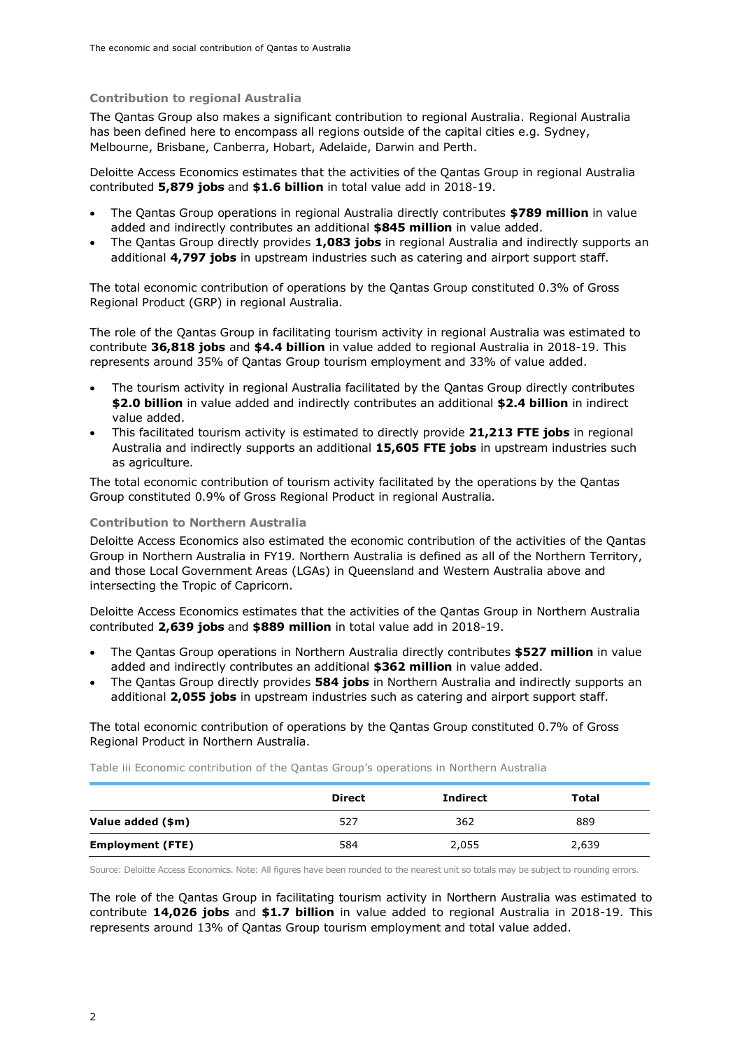### Contribution to regional Australia

The Qantas Group also makes a significant contribution to regional Australia. Regional Australia has been defined here to encompass all regions outside of the capital cities e.g. Sydney, Melbourne, Brisbane, Canberra, Hobart, Adelaide, Darwin and Perth.

Deloitte Access Economics estimates that the activities of the Qantas Group in regional Australia contributed **5,879 jobs** and **$1.6 billion** in total value add in 2018-19.

- The Qantas Group operations in regional Australia directly contributes **$789 million** in value added and indirectly contributes an additional **$845 million** in value added.
- The Qantas Group directly provides **1,083 jobs** in regional Australia and indirectly supports an additional **4,797 jobs** in upstream industries such as catering and airport support staff.

The total economic contribution of operations by the Qantas Group constituted 0.3% of Gross Regional Product (GRP) in regional Australia.

The role of the Qantas Group in facilitating tourism activity in regional Australia was estimated to contribute **36,818 jobs** and **$4.4 billion** in value added to regional Australia in 2018-19. This represents around 35% of Qantas Group tourism employment and 33% of value added.

- The tourism activity in regional Australia facilitated by the Qantas Group directly contributes **$2.0 billion** in value added and indirectly contributes an additional **$2.4 billion** in indirect value added.
- This facilitated tourism activity is estimated to directly provide **21,213 FTE jobs** in regional Australia and indirectly supports an additional **15,605 FTE jobs** in upstream industries such as agriculture.

The total economic contribution of tourism activity facilitated by the operations by the Qantas Group constituted 0.9% of Gross Regional Product in regional Australia.

### Contribution to Northern Australia

Deloitte Access Economics also estimated the economic contribution of the activities of the Qantas Group in Northern Australia in FY19. Northern Australia is defined as all of the Northern Territory, and those Local Government Areas (LGAs) in Queensland and Western Australia above and intersecting the Tropic of Capricorn.

Deloitte Access Economics estimates that the activities of the Qantas Group in Northern Australia contributed **2,639 jobs** and **$889 million** in total value add in 2018-19.

- The Qantas Group operations in Northern Australia directly contributes **$527 million** in value added and indirectly contributes an additional **$362 million** in value added.
- The Qantas Group directly provides **584 jobs** in Northern Australia and indirectly supports an additional **2,055 jobs** in upstream industries such as catering and airport support staff.

The total economic contribution of operations by the Qantas Group constituted 0.7% of Gross Regional Product in Northern Australia.

Table iii Economic contribution of the Qantas Group's operations in Northern Australia

| | Direct | Indirect | Total |
|---|---|---|---|
| **Value added ($m)** | 527 | 362 | 889 |
| **Employment (FTE)** | 584 | 2,055 | 2,639 |

Source: Deloitte Access Economics. Note: All figures have been rounded to the nearest unit so totals may be subject to rounding errors.

The role of the Qantas Group in facilitating tourism activity in Northern Australia was estimated to contribute **14,026 jobs** and **$1.7 billion** in value added to regional Australia in 2018-19. This represents around 13% of Qantas Group tourism employment and total value added.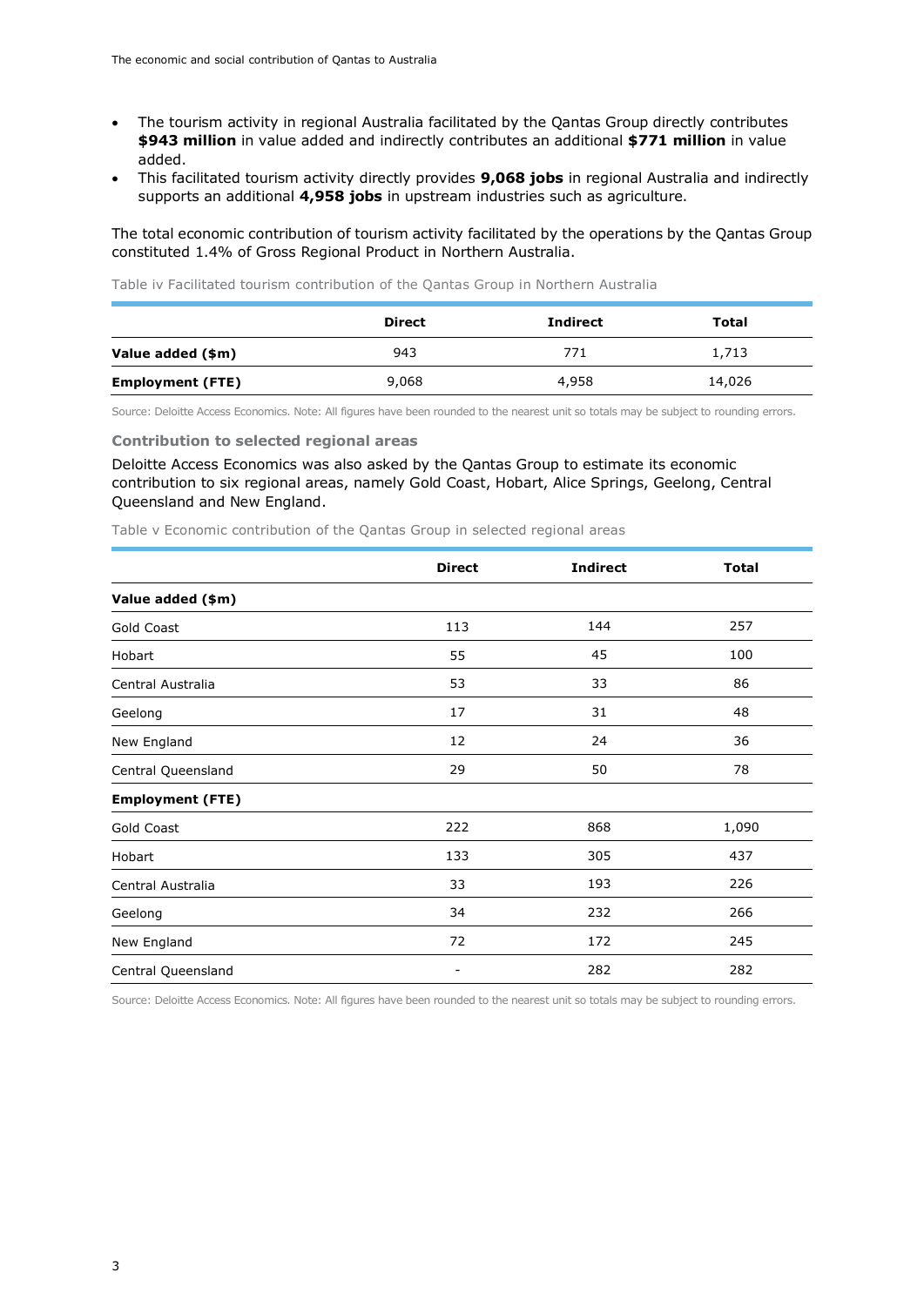- The tourism activity in regional Australia facilitated by the Qantas Group directly contributes **$943 million** in value added and indirectly contributes an additional **$771 million** in value added.
- This facilitated tourism activity directly provides **9,068 jobs** in regional Australia and indirectly supports an additional **4,958 jobs** in upstream industries such as agriculture.

The total economic contribution of tourism activity facilitated by the operations by the Qantas Group constituted 1.4% of Gross Regional Product in Northern Australia.

Table iv Facilitated tourism contribution of the Qantas Group in Northern Australia

| | Direct | Indirect | Total |
|---|---|---|---|
| **Value added ($m)** | 943 | 771 | 1,713 |
| **Employment (FTE)** | 9,068 | 4,958 | 14,026 |

Source: Deloitte Access Economics. Note: All figures have been rounded to the nearest unit so totals may be subject to rounding errors.

#### Contribution to selected regional areas

Deloitte Access Economics was also asked by the Qantas Group to estimate its economic contribution to six regional areas, namely Gold Coast, Hobart, Alice Springs, Geelong, Central Queensland and New England.

Table v Economic contribution of the Qantas Group in selected regional areas

| | Direct | Indirect | Total |
|---|---|---|---|
| **Value added ($m)** | | | |
| Gold Coast | 113 | 144 | 257 |
| Hobart | 55 | 45 | 100 |
| Central Australia | 53 | 33 | 86 |
| Geelong | 17 | 31 | 48 |
| New England | 12 | 24 | 36 |
| Central Queensland | 29 | 50 | 78 |
| **Employment (FTE)** | | | |
| Gold Coast | 222 | 868 | 1,090 |
| Hobart | 133 | 305 | 437 |
| Central Australia | 33 | 193 | 226 |
| Geelong | 34 | 232 | 266 |
| New England | 72 | 172 | 245 |
| Central Queensland | - | 282 | 282 |

Source: Deloitte Access Economics. Note: All figures have been rounded to the nearest unit so totals may be subject to rounding errors.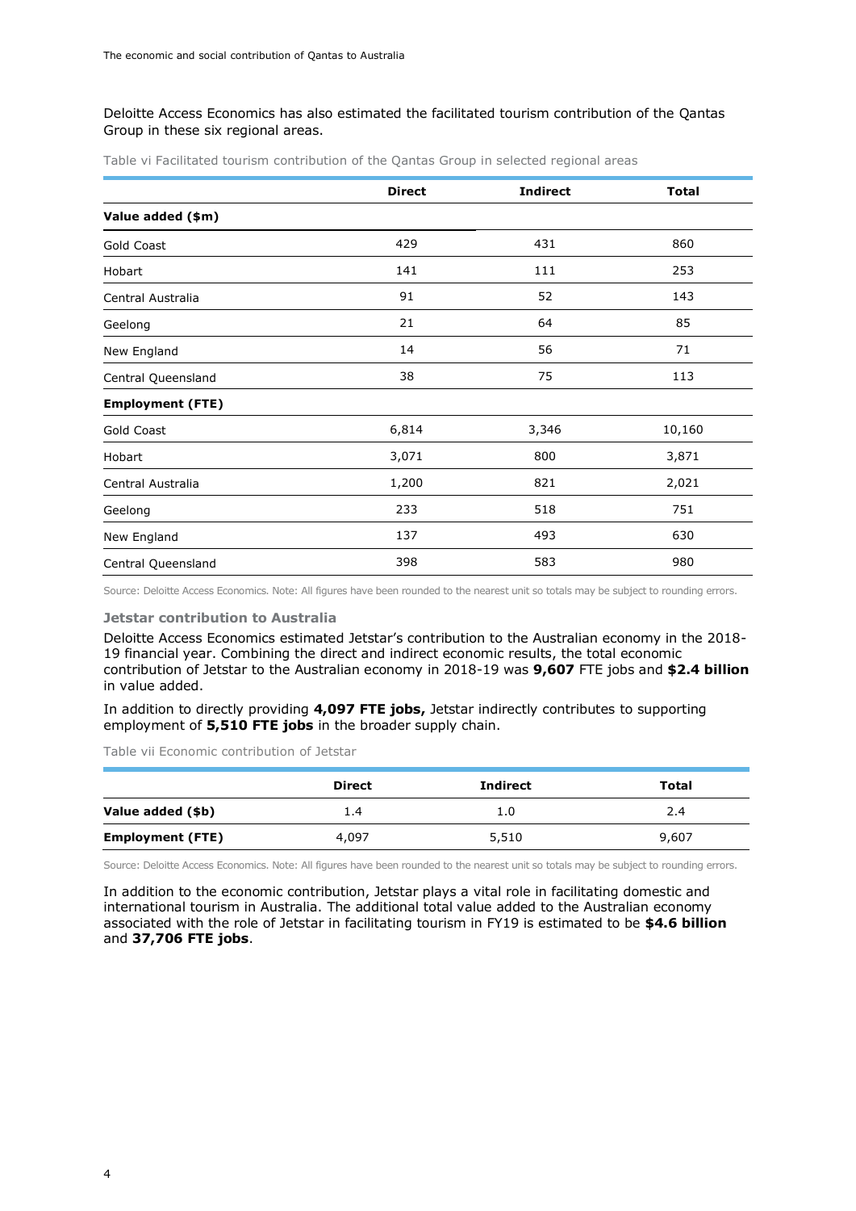Deloitte Access Economics has also estimated the facilitated tourism contribution of the Qantas Group in these six regional areas.

Table vi Facilitated tourism contribution of the Qantas Group in selected regional areas

| | Direct | Indirect | Total |
|---|---|---|---|
| **Value added ($m)** | | | |
| Gold Coast | 429 | 431 | 860 |
| Hobart | 141 | 111 | 253 |
| Central Australia | 91 | 52 | 143 |
| Geelong | 21 | 64 | 85 |
| New England | 14 | 56 | 71 |
| Central Queensland | 38 | 75 | 113 |
| **Employment (FTE)** | | | |
| Gold Coast | 6,814 | 3,346 | 10,160 |
| Hobart | 3,071 | 800 | 3,871 |
| Central Australia | 1,200 | 821 | 2,021 |
| Geelong | 233 | 518 | 751 |
| New England | 137 | 493 | 630 |
| Central Queensland | 398 | 583 | 980 |

Source: Deloitte Access Economics. Note: All figures have been rounded to the nearest unit so totals may be subject to rounding errors.

### Jetstar contribution to Australia

Deloitte Access Economics estimated Jetstar's contribution to the Australian economy in the 2018-19 financial year. Combining the direct and indirect economic results, the total economic contribution of Jetstar to the Australian economy in 2018-19 was **9,607** FTE jobs and **$2.4 billion** in value added.

In addition to directly providing **4,097 FTE jobs,** Jetstar indirectly contributes to supporting employment of **5,510 FTE jobs** in the broader supply chain.

Table vii Economic contribution of Jetstar

| | Direct | Indirect | Total |
|---|---|---|---|
| **Value added ($b)** | 1.4 | 1.0 | 2.4 |
| **Employment (FTE)** | 4,097 | 5,510 | 9,607 |

Source: Deloitte Access Economics. Note: All figures have been rounded to the nearest unit so totals may be subject to rounding errors.

In addition to the economic contribution, Jetstar plays a vital role in facilitating domestic and international tourism in Australia. The additional total value added to the Australian economy associated with the role of Jetstar in facilitating tourism in FY19 is estimated to be **$4.6 billion** and **37,706 FTE jobs**.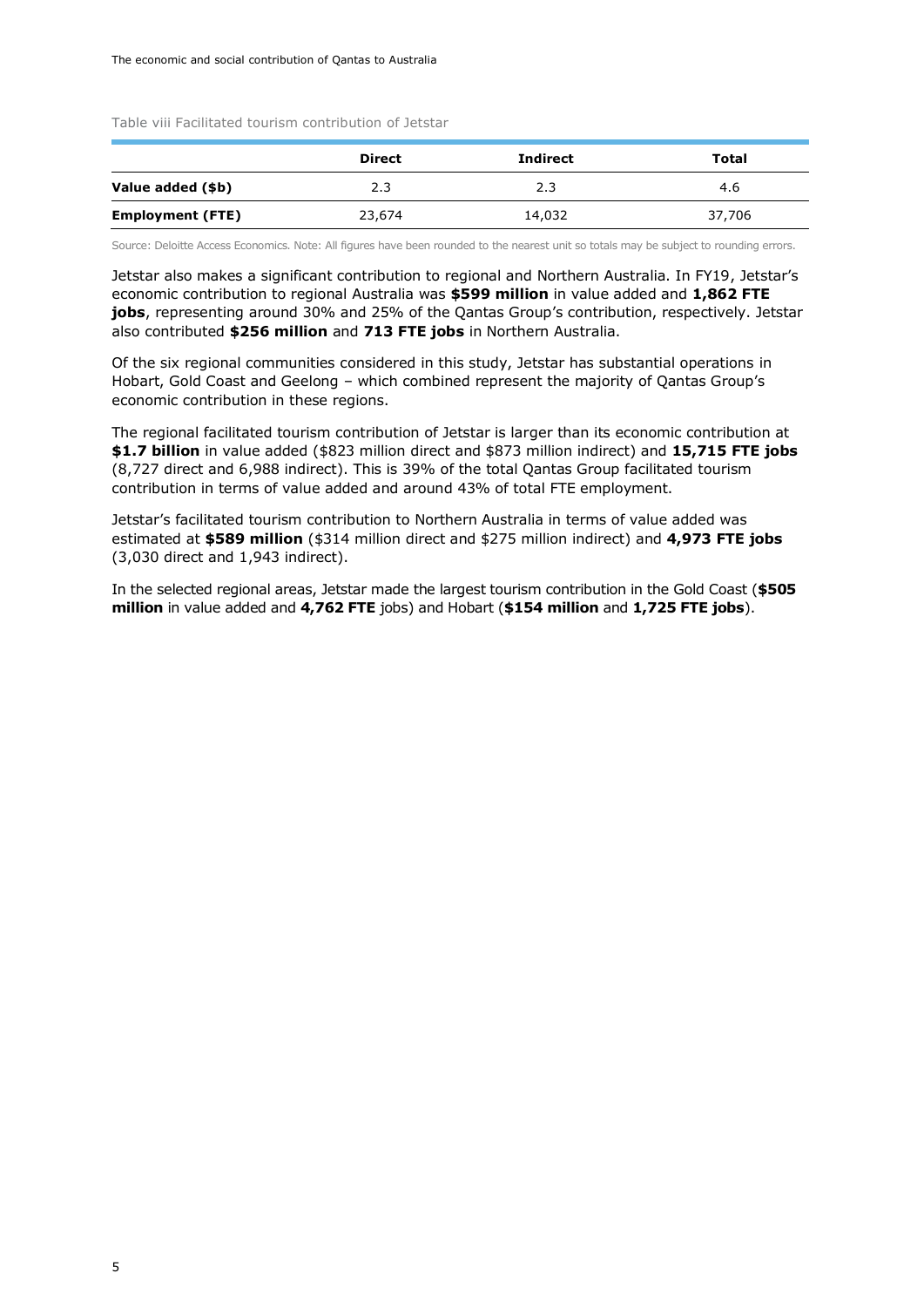Table viii Facilitated tourism contribution of Jetstar

| | Direct | Indirect | Total |
|---|---|---|---|
| **Value added ($b)** | 2.3 | 2.3 | 4.6 |
| **Employment (FTE)** | 23,674 | 14,032 | 37,706 |

Source: Deloitte Access Economics. Note: All figures have been rounded to the nearest unit so totals may be subject to rounding errors.

Jetstar also makes a significant contribution to regional and Northern Australia. In FY19, Jetstar's economic contribution to regional Australia was **$599 million** in value added and **1,862 FTE jobs**, representing around 30% and 25% of the Qantas Group's contribution, respectively. Jetstar also contributed **$256 million** and **713 FTE jobs** in Northern Australia.

Of the six regional communities considered in this study, Jetstar has substantial operations in Hobart, Gold Coast and Geelong – which combined represent the majority of Qantas Group's economic contribution in these regions.

The regional facilitated tourism contribution of Jetstar is larger than its economic contribution at **$1.7 billion** in value added ($823 million direct and $873 million indirect) and **15,715 FTE jobs** (8,727 direct and 6,988 indirect). This is 39% of the total Qantas Group facilitated tourism contribution in terms of value added and around 43% of total FTE employment.

Jetstar's facilitated tourism contribution to Northern Australia in terms of value added was estimated at **$589 million** ($314 million direct and $275 million indirect) and **4,973 FTE jobs** (3,030 direct and 1,943 indirect).

In the selected regional areas, Jetstar made the largest tourism contribution in the Gold Coast (**$505 million** in value added and **4,762 FTE** jobs) and Hobart (**$154 million** and **1,725 FTE jobs**).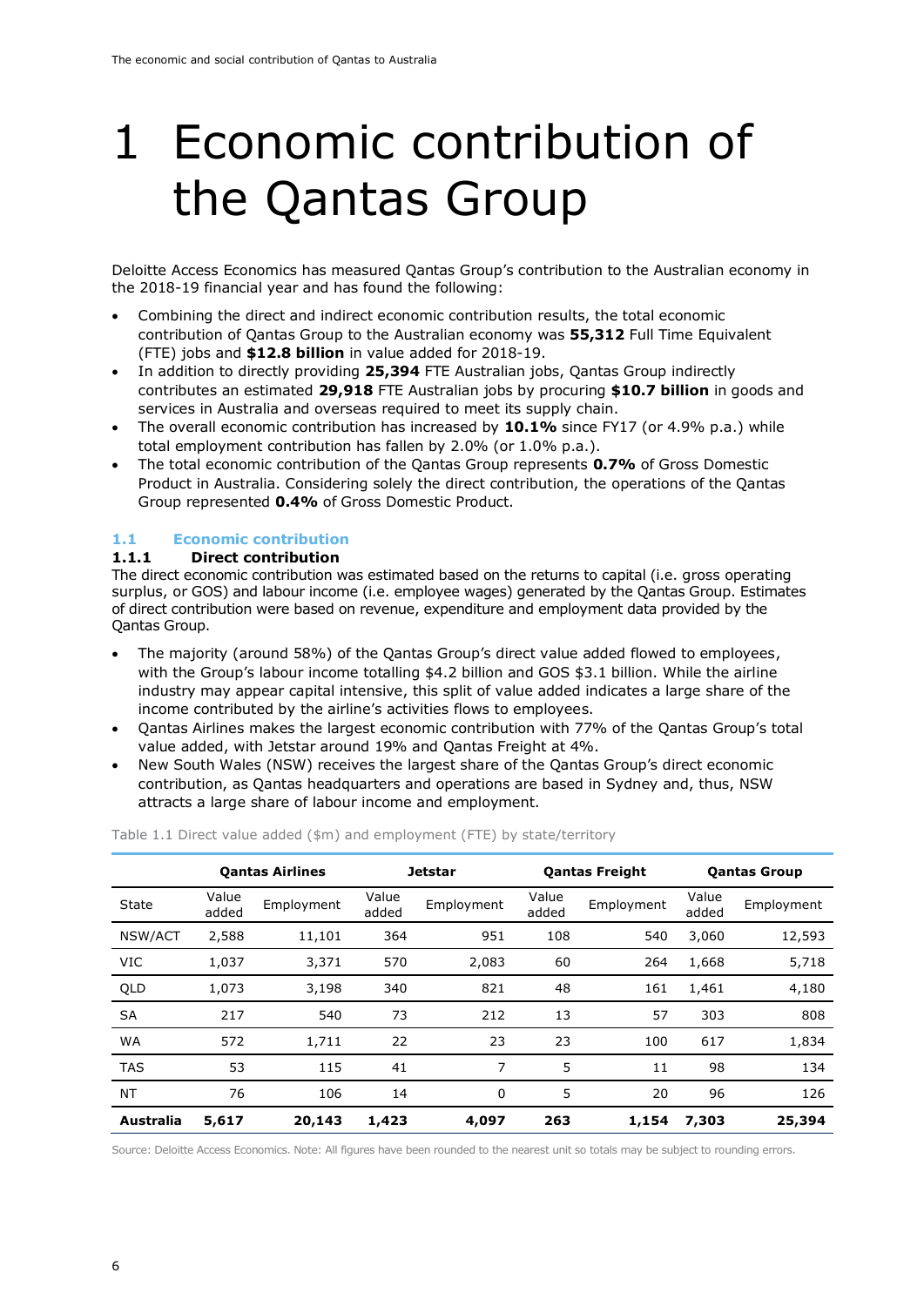# 1 Economic contribution of the Qantas Group

Deloitte Access Economics has measured Qantas Group's contribution to the Australian economy in the 2018-19 financial year and has found the following:

- Combining the direct and indirect economic contribution results, the total economic contribution of Qantas Group to the Australian economy was **55,312** Full Time Equivalent (FTE) jobs and **$12.8 billion** in value added for 2018-19.
- In addition to directly providing **25,394** FTE Australian jobs, Qantas Group indirectly contributes an estimated **29,918** FTE Australian jobs by procuring **$10.7 billion** in goods and services in Australia and overseas required to meet its supply chain.
- The overall economic contribution has increased by **10.1%** since FY17 (or 4.9% p.a.) while total employment contribution has fallen by 2.0% (or 1.0% p.a.).
- The total economic contribution of the Qantas Group represents **0.7%** of Gross Domestic Product in Australia. Considering solely the direct contribution, the operations of the Qantas Group represented **0.4%** of Gross Domestic Product.

## 1.1 Economic contribution

### 1.1.1 Direct contribution

The direct economic contribution was estimated based on the returns to capital (i.e. gross operating surplus, or GOS) and labour income (i.e. employee wages) generated by the Qantas Group. Estimates of direct contribution were based on revenue, expenditure and employment data provided by the Qantas Group.

- The majority (around 58%) of the Qantas Group's direct value added flowed to employees, with the Group's labour income totalling $4.2 billion and GOS $3.1 billion. While the airline industry may appear capital intensive, this split of value added indicates a large share of the income contributed by the airline's activities flows to employees.
- Qantas Airlines makes the largest economic contribution with 77% of the Qantas Group's total value added, with Jetstar around 19% and Qantas Freight at 4%.
- New South Wales (NSW) receives the largest share of the Qantas Group's direct economic contribution, as Qantas headquarters and operations are based in Sydney and, thus, NSW attracts a large share of labour income and employment.

Table 1.1 Direct value added ($m) and employment (FTE) by state/territory

| | Qantas Airlines | | Jetstar | | Qantas Freight | | Qantas Group | |
|---|---|---|---|---|---|---|---|---|
| State | Value added | Employment | Value added | Employment | Value added | Employment | Value added | Employment |
| NSW/ACT | 2,588 | 11,101 | 364 | 951 | 108 | 540 | 3,060 | 12,593 |
| VIC | 1,037 | 3,371 | 570 | 2,083 | 60 | 264 | 1,668 | 5,718 |
| QLD | 1,073 | 3,198 | 340 | 821 | 48 | 161 | 1,461 | 4,180 |
| SA | 217 | 540 | 73 | 212 | 13 | 57 | 303 | 808 |
| WA | 572 | 1,711 | 22 | 23 | 23 | 100 | 617 | 1,834 |
| TAS | 53 | 115 | 41 | 7 | 5 | 11 | 98 | 134 |
| NT | 76 | 106 | 14 | 0 | 5 | 20 | 96 | 126 |
| **Australia** | **5,617** | **20,143** | **1,423** | **4,097** | **263** | **1,154** | **7,303** | **25,394** |

Source: Deloitte Access Economics. Note: All figures have been rounded to the nearest unit so totals may be subject to rounding errors.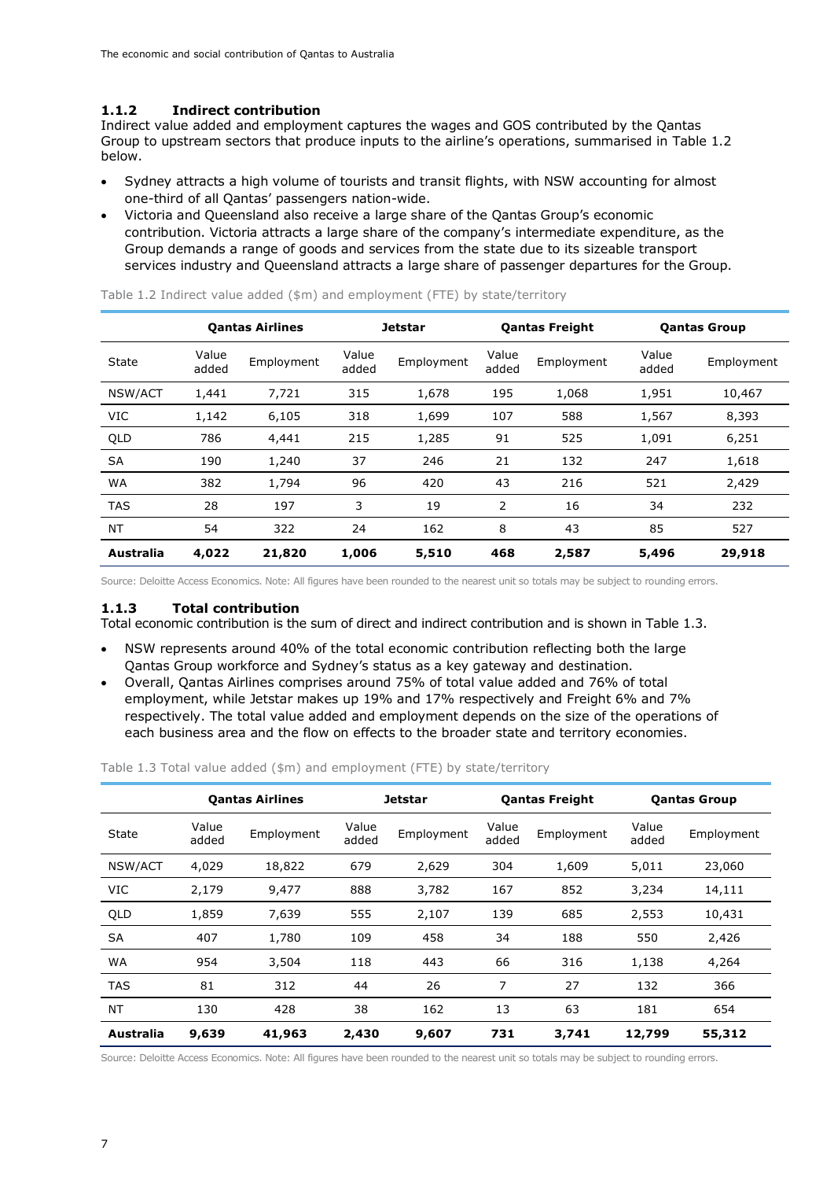### 1.1.2 Indirect contribution

Indirect value added and employment captures the wages and GOS contributed by the Qantas Group to upstream sectors that produce inputs to the airline's operations, summarised in Table 1.2 below.

- Sydney attracts a high volume of tourists and transit flights, with NSW accounting for almost one-third of all Qantas' passengers nation-wide.
- Victoria and Queensland also receive a large share of the Qantas Group's economic contribution. Victoria attracts a large share of the company's intermediate expenditure, as the Group demands a range of goods and services from the state due to its sizeable transport services industry and Queensland attracts a large share of passenger departures for the Group.

Table 1.2 Indirect value added ($m) and employment (FTE) by state/territory

| | Qantas Airlines | | Jetstar | | Qantas Freight | | Qantas Group | |
|---|---|---|---|---|---|---|---|---|
| State | Value added | Employment | Value added | Employment | Value added | Employment | Value added | Employment |
| NSW/ACT | 1,441 | 7,721 | 315 | 1,678 | 195 | 1,068 | 1,951 | 10,467 |
| VIC | 1,142 | 6,105 | 318 | 1,699 | 107 | 588 | 1,567 | 8,393 |
| QLD | 786 | 4,441 | 215 | 1,285 | 91 | 525 | 1,091 | 6,251 |
| SA | 190 | 1,240 | 37 | 246 | 21 | 132 | 247 | 1,618 |
| WA | 382 | 1,794 | 96 | 420 | 43 | 216 | 521 | 2,429 |
| TAS | 28 | 197 | 3 | 19 | 2 | 16 | 34 | 232 |
| NT | 54 | 322 | 24 | 162 | 8 | 43 | 85 | 527 |
| **Australia** | **4,022** | **21,820** | **1,006** | **5,510** | **468** | **2,587** | **5,496** | **29,918** |

Source: Deloitte Access Economics. Note: All figures have been rounded to the nearest unit so totals may be subject to rounding errors.

### 1.1.3 Total contribution

Total economic contribution is the sum of direct and indirect contribution and is shown in Table 1.3.

- NSW represents around 40% of the total economic contribution reflecting both the large Qantas Group workforce and Sydney's status as a key gateway and destination.
- Overall, Qantas Airlines comprises around 75% of total value added and 76% of total employment, while Jetstar makes up 19% and 17% respectively and Freight 6% and 7% respectively. The total value added and employment depends on the size of the operations of each business area and the flow on effects to the broader state and territory economies.

Table 1.3 Total value added ($m) and employment (FTE) by state/territory

| | Qantas Airlines | | Jetstar | | Qantas Freight | | Qantas Group | |
|---|---|---|---|---|---|---|---|---|
| State | Value added | Employment | Value added | Employment | Value added | Employment | Value added | Employment |
| NSW/ACT | 4,029 | 18,822 | 679 | 2,629 | 304 | 1,609 | 5,011 | 23,060 |
| VIC | 2,179 | 9,477 | 888 | 3,782 | 167 | 852 | 3,234 | 14,111 |
| QLD | 1,859 | 7,639 | 555 | 2,107 | 139 | 685 | 2,553 | 10,431 |
| SA | 407 | 1,780 | 109 | 458 | 34 | 188 | 550 | 2,426 |
| WA | 954 | 3,504 | 118 | 443 | 66 | 316 | 1,138 | 4,264 |
| TAS | 81 | 312 | 44 | 26 | 7 | 27 | 132 | 366 |
| NT | 130 | 428 | 38 | 162 | 13 | 63 | 181 | 654 |
| **Australia** | **9,639** | **41,963** | **2,430** | **9,607** | **731** | **3,741** | **12,799** | **55,312** |

Source: Deloitte Access Economics. Note: All figures have been rounded to the nearest unit so totals may be subject to rounding errors.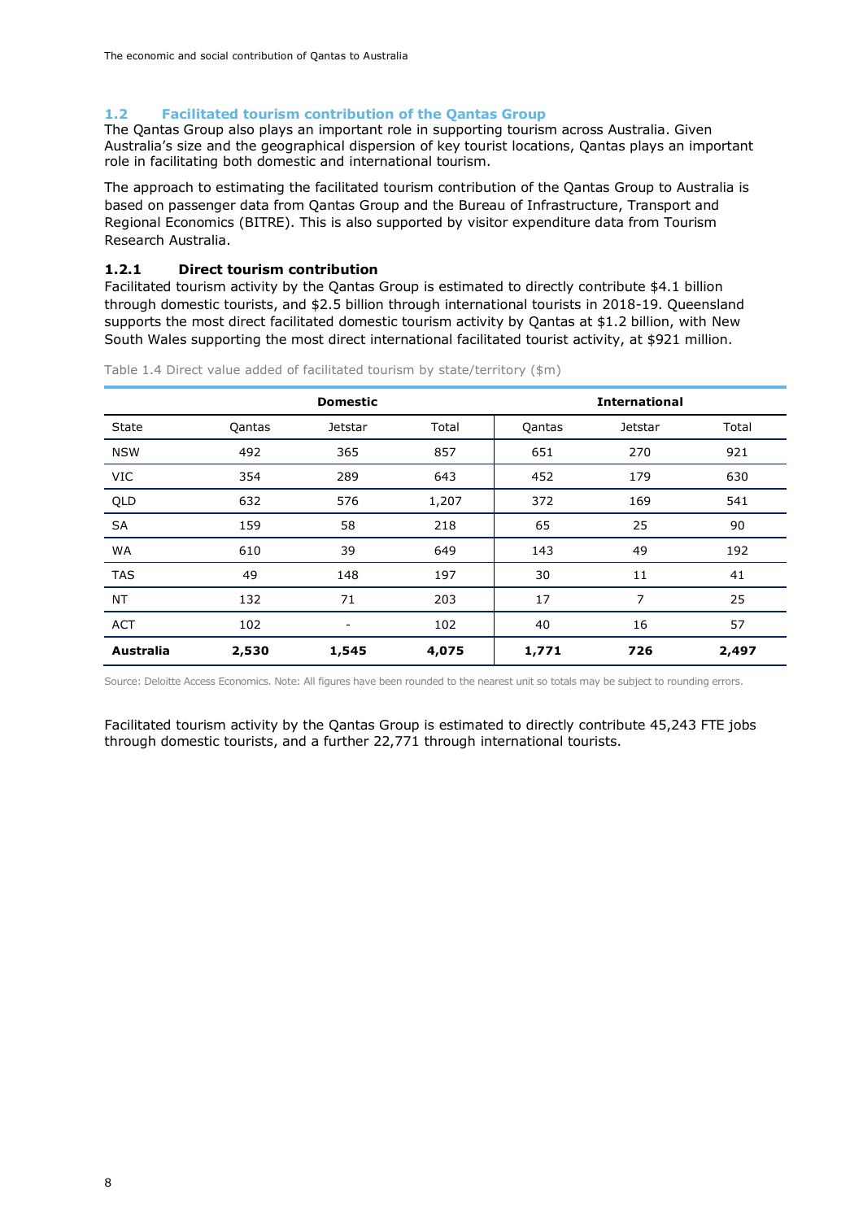## 1.2 Facilitated tourism contribution of the Qantas Group

The Qantas Group also plays an important role in supporting tourism across Australia. Given Australia's size and the geographical dispersion of key tourist locations, Qantas plays an important role in facilitating both domestic and international tourism.

The approach to estimating the facilitated tourism contribution of the Qantas Group to Australia is based on passenger data from Qantas Group and the Bureau of Infrastructure, Transport and Regional Economics (BITRE). This is also supported by visitor expenditure data from Tourism Research Australia.

### 1.2.1 Direct tourism contribution

Facilitated tourism activity by the Qantas Group is estimated to directly contribute $4.1 billion through domestic tourists, and $2.5 billion through international tourists in 2018-19. Queensland supports the most direct facilitated domestic tourism activity by Qantas at $1.2 billion, with New South Wales supporting the most direct international facilitated tourist activity, at $921 million.

Table 1.4 Direct value added of facilitated tourism by state/territory ($m)

| | Domestic | | | International | | |
|---|---|---|---|---|---|---|
| State | Qantas | Jetstar | Total | Qantas | Jetstar | Total |
| NSW | 492 | 365 | 857 | 651 | 270 | 921 |
| VIC | 354 | 289 | 643 | 452 | 179 | 630 |
| QLD | 632 | 576 | 1,207 | 372 | 169 | 541 |
| SA | 159 | 58 | 218 | 65 | 25 | 90 |
| WA | 610 | 39 | 649 | 143 | 49 | 192 |
| TAS | 49 | 148 | 197 | 30 | 11 | 41 |
| NT | 132 | 71 | 203 | 17 | 7 | 25 |
| ACT | 102 | - | 102 | 40 | 16 | 57 |
| **Australia** | **2,530** | **1,545** | **4,075** | **1,771** | **726** | **2,497** |

Source: Deloitte Access Economics. Note: All figures have been rounded to the nearest unit so totals may be subject to rounding errors.

Facilitated tourism activity by the Qantas Group is estimated to directly contribute 45,243 FTE jobs through domestic tourists, and a further 22,771 through international tourists.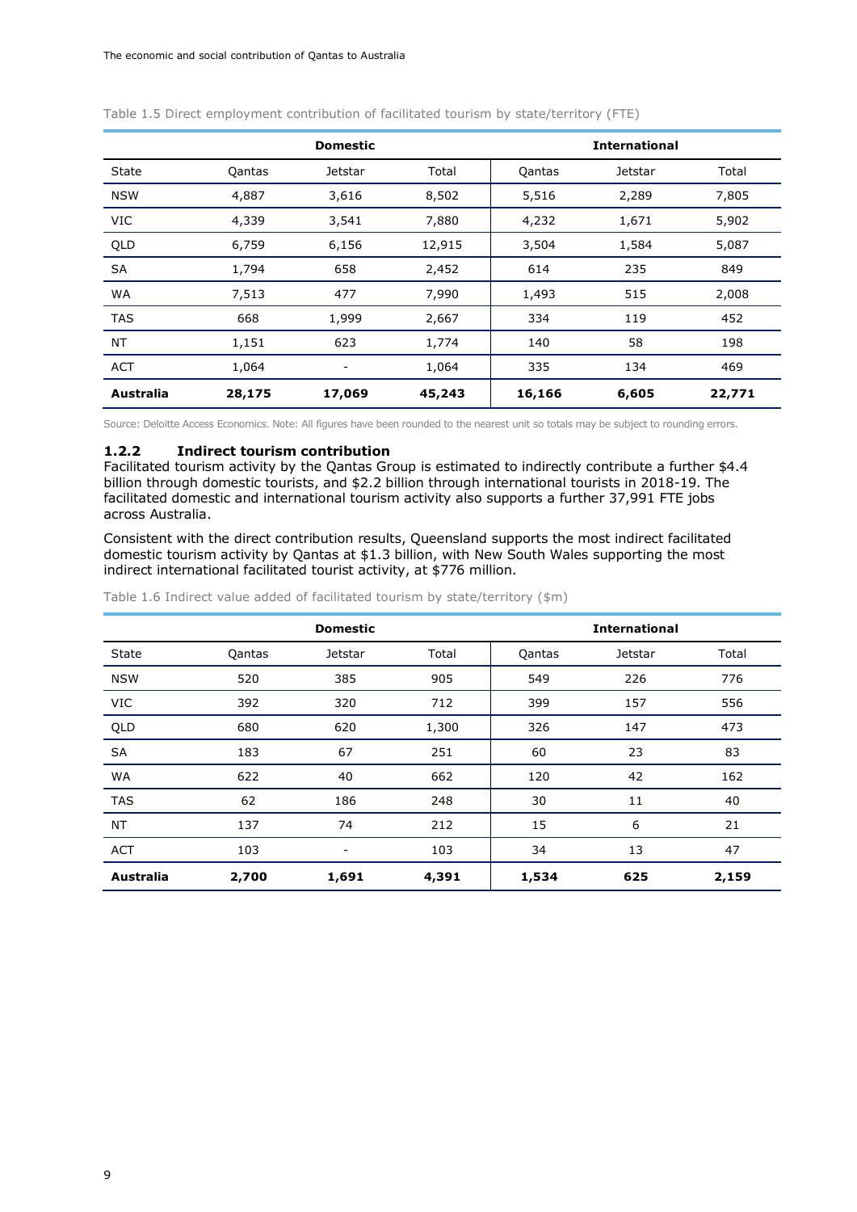Table 1.5 Direct employment contribution of facilitated tourism by state/territory (FTE)

| | Domestic | | | International | | |
|---|---|---|---|---|---|---|
| State | Qantas | Jetstar | Total | Qantas | Jetstar | Total |
| NSW | 4,887 | 3,616 | 8,502 | 5,516 | 2,289 | 7,805 |
| VIC | 4,339 | 3,541 | 7,880 | 4,232 | 1,671 | 5,902 |
| QLD | 6,759 | 6,156 | 12,915 | 3,504 | 1,584 | 5,087 |
| SA | 1,794 | 658 | 2,452 | 614 | 235 | 849 |
| WA | 7,513 | 477 | 7,990 | 1,493 | 515 | 2,008 |
| TAS | 668 | 1,999 | 2,667 | 334 | 119 | 452 |
| NT | 1,151 | 623 | 1,774 | 140 | 58 | 198 |
| ACT | 1,064 | - | 1,064 | 335 | 134 | 469 |
| **Australia** | **28,175** | **17,069** | **45,243** | **16,166** | **6,605** | **22,771** |

Source: Deloitte Access Economics. Note: All figures have been rounded to the nearest unit so totals may be subject to rounding errors.

### 1.2.2 Indirect tourism contribution

Facilitated tourism activity by the Qantas Group is estimated to indirectly contribute a further $4.4 billion through domestic tourists, and $2.2 billion through international tourists in 2018-19. The facilitated domestic and international tourism activity also supports a further 37,991 FTE jobs across Australia.

Consistent with the direct contribution results, Queensland supports the most indirect facilitated domestic tourism activity by Qantas at $1.3 billion, with New South Wales supporting the most indirect international facilitated tourist activity, at $776 million.

Table 1.6 Indirect value added of facilitated tourism by state/territory ($m)

| | Domestic | | | International | | |
|---|---|---|---|---|---|---|
| State | Qantas | Jetstar | Total | Qantas | Jetstar | Total |
| NSW | 520 | 385 | 905 | 549 | 226 | 776 |
| VIC | 392 | 320 | 712 | 399 | 157 | 556 |
| QLD | 680 | 620 | 1,300 | 326 | 147 | 473 |
| SA | 183 | 67 | 251 | 60 | 23 | 83 |
| WA | 622 | 40 | 662 | 120 | 42 | 162 |
| TAS | 62 | 186 | 248 | 30 | 11 | 40 |
| NT | 137 | 74 | 212 | 15 | 6 | 21 |
| ACT | 103 | - | 103 | 34 | 13 | 47 |
| **Australia** | **2,700** | **1,691** | **4,391** | **1,534** | **625** | **2,159** |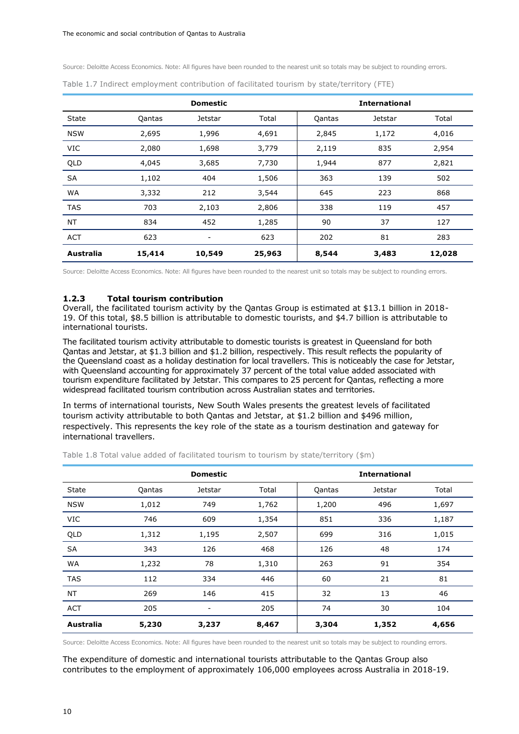Source: Deloitte Access Economics. Note: All figures have been rounded to the nearest unit so totals may be subject to rounding errors.

Table 1.7 Indirect employment contribution of facilitated tourism by state/territory (FTE)

| | Domestic | | | International | | |
|---|---|---|---|---|---|---|
| State | Qantas | Jetstar | Total | Qantas | Jetstar | Total |
| NSW | 2,695 | 1,996 | 4,691 | 2,845 | 1,172 | 4,016 |
| VIC | 2,080 | 1,698 | 3,779 | 2,119 | 835 | 2,954 |
| QLD | 4,045 | 3,685 | 7,730 | 1,944 | 877 | 2,821 |
| SA | 1,102 | 404 | 1,506 | 363 | 139 | 502 |
| WA | 3,332 | 212 | 3,544 | 645 | 223 | 868 |
| TAS | 703 | 2,103 | 2,806 | 338 | 119 | 457 |
| NT | 834 | 452 | 1,285 | 90 | 37 | 127 |
| ACT | 623 | - | 623 | 202 | 81 | 283 |
| **Australia** | **15,414** | **10,549** | **25,963** | **8,544** | **3,483** | **12,028** |

Source: Deloitte Access Economics. Note: All figures have been rounded to the nearest unit so totals may be subject to rounding errors.

### 1.2.3 Total tourism contribution

Overall, the facilitated tourism activity by the Qantas Group is estimated at $13.1 billion in 2018-19. Of this total, $8.5 billion is attributable to domestic tourists, and $4.7 billion is attributable to international tourists.

The facilitated tourism activity attributable to domestic tourists is greatest in Queensland for both Qantas and Jetstar, at $1.3 billion and $1.2 billion, respectively. This result reflects the popularity of the Queensland coast as a holiday destination for local travellers. This is noticeably the case for Jetstar, with Queensland accounting for approximately 37 percent of the total value added associated with tourism expenditure facilitated by Jetstar. This compares to 25 percent for Qantas, reflecting a more widespread facilitated tourism contribution across Australian states and territories.

In terms of international tourists, New South Wales presents the greatest levels of facilitated tourism activity attributable to both Qantas and Jetstar, at $1.2 billion and $496 million, respectively. This represents the key role of the state as a tourism destination and gateway for international travellers.

Table 1.8 Total value added of facilitated tourism to tourism by state/territory ($m)

| | Domestic | | | International | | |
|---|---|---|---|---|---|---|
| State | Qantas | Jetstar | Total | Qantas | Jetstar | Total |
| NSW | 1,012 | 749 | 1,762 | 1,200 | 496 | 1,697 |
| VIC | 746 | 609 | 1,354 | 851 | 336 | 1,187 |
| QLD | 1,312 | 1,195 | 2,507 | 699 | 316 | 1,015 |
| SA | 343 | 126 | 468 | 126 | 48 | 174 |
| WA | 1,232 | 78 | 1,310 | 263 | 91 | 354 |
| TAS | 112 | 334 | 446 | 60 | 21 | 81 |
| NT | 269 | 146 | 415 | 32 | 13 | 46 |
| ACT | 205 | - | 205 | 74 | 30 | 104 |
| **Australia** | **5,230** | **3,237** | **8,467** | **3,304** | **1,352** | **4,656** |

Source: Deloitte Access Economics. Note: All figures have been rounded to the nearest unit so totals may be subject to rounding errors.

The expenditure of domestic and international tourists attributable to the Qantas Group also contributes to the employment of approximately 106,000 employees across Australia in 2018-19.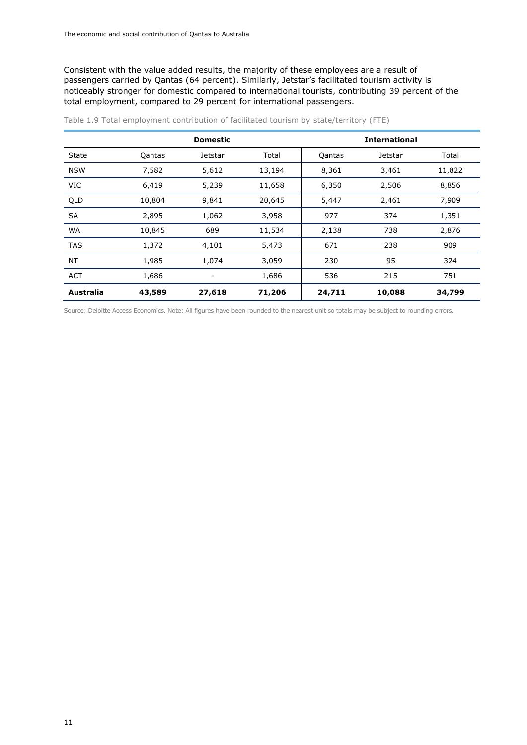Consistent with the value added results, the majority of these employees are a result of passengers carried by Qantas (64 percent). Similarly, Jetstar's facilitated tourism activity is noticeably stronger for domestic compared to international tourists, contributing 39 percent of the total employment, compared to 29 percent for international passengers.

Table 1.9 Total employment contribution of facilitated tourism by state/territory (FTE)

| | Domestic | | | International | | |
|---|---|---|---|---|---|---|
| State | Qantas | Jetstar | Total | Qantas | Jetstar | Total |
| NSW | 7,582 | 5,612 | 13,194 | 8,361 | 3,461 | 11,822 |
| VIC | 6,419 | 5,239 | 11,658 | 6,350 | 2,506 | 8,856 |
| QLD | 10,804 | 9,841 | 20,645 | 5,447 | 2,461 | 7,909 |
| SA | 2,895 | 1,062 | 3,958 | 977 | 374 | 1,351 |
| WA | 10,845 | 689 | 11,534 | 2,138 | 738 | 2,876 |
| TAS | 1,372 | 4,101 | 5,473 | 671 | 238 | 909 |
| NT | 1,985 | 1,074 | 3,059 | 230 | 95 | 324 |
| ACT | 1,686 | - | 1,686 | 536 | 215 | 751 |
| **Australia** | **43,589** | **27,618** | **71,206** | **24,711** | **10,088** | **34,799** |

Source: Deloitte Access Economics. Note: All figures have been rounded to the nearest unit so totals may be subject to rounding errors.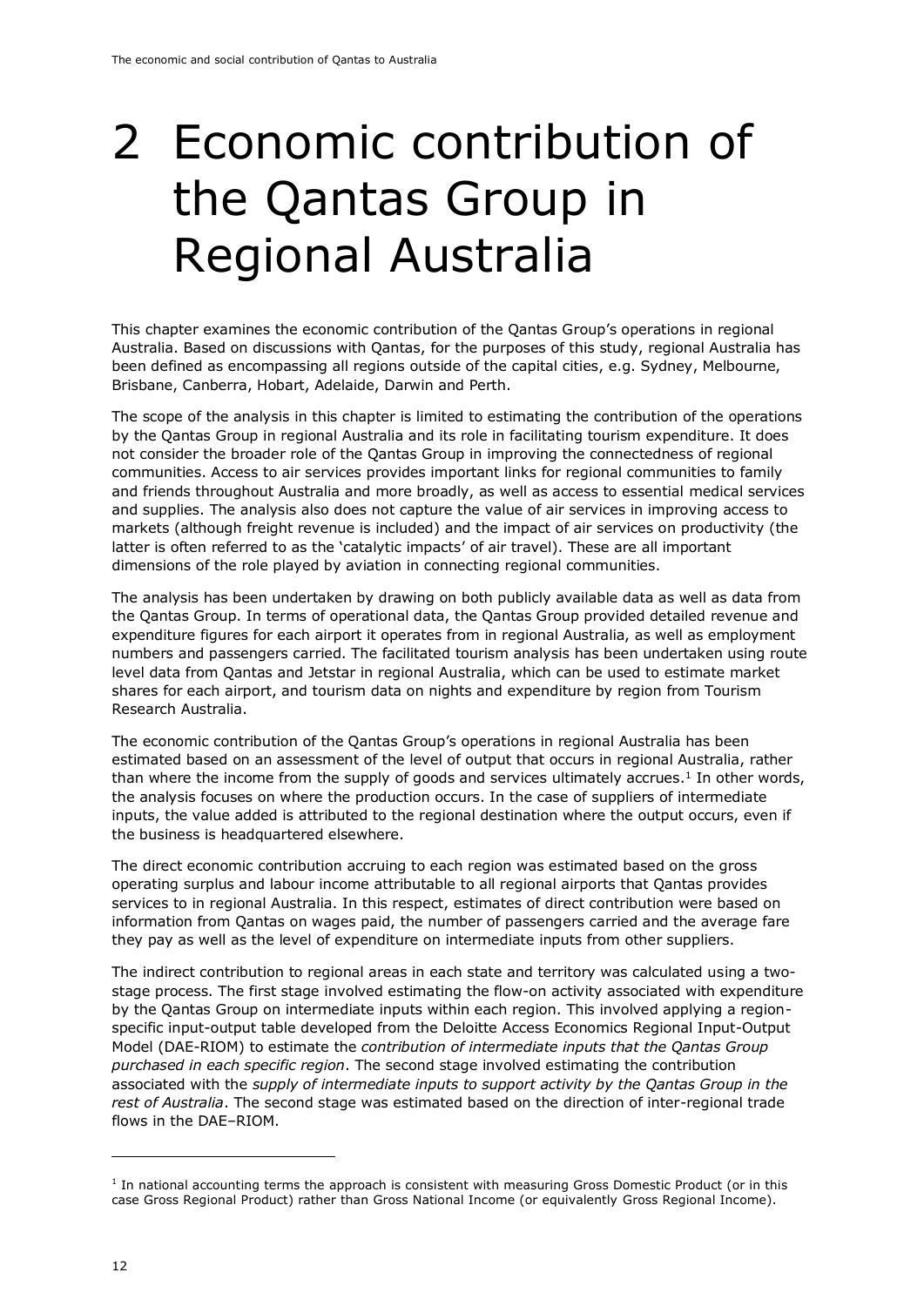# 2 Economic contribution of the Qantas Group in Regional Australia

This chapter examines the economic contribution of the Qantas Group's operations in regional Australia. Based on discussions with Qantas, for the purposes of this study, regional Australia has been defined as encompassing all regions outside of the capital cities, e.g. Sydney, Melbourne, Brisbane, Canberra, Hobart, Adelaide, Darwin and Perth.

The scope of the analysis in this chapter is limited to estimating the contribution of the operations by the Qantas Group in regional Australia and its role in facilitating tourism expenditure. It does not consider the broader role of the Qantas Group in improving the connectedness of regional communities. Access to air services provides important links for regional communities to family and friends throughout Australia and more broadly, as well as access to essential medical services and supplies. The analysis also does not capture the value of air services in improving access to markets (although freight revenue is included) and the impact of air services on productivity (the latter is often referred to as the 'catalytic impacts' of air travel). These are all important dimensions of the role played by aviation in connecting regional communities.

The analysis has been undertaken by drawing on both publicly available data as well as data from the Qantas Group. In terms of operational data, the Qantas Group provided detailed revenue and expenditure figures for each airport it operates from in regional Australia, as well as employment numbers and passengers carried. The facilitated tourism analysis has been undertaken using route level data from Qantas and Jetstar in regional Australia, which can be used to estimate market shares for each airport, and tourism data on nights and expenditure by region from Tourism Research Australia.

The economic contribution of the Qantas Group's operations in regional Australia has been estimated based on an assessment of the level of output that occurs in regional Australia, rather than where the income from the supply of goods and services ultimately accrues.[1] In other words, the analysis focuses on where the production occurs. In the case of suppliers of intermediate inputs, the value added is attributed to the regional destination where the output occurs, even if the business is headquartered elsewhere.

The direct economic contribution accruing to each region was estimated based on the gross operating surplus and labour income attributable to all regional airports that Qantas provides services to in regional Australia. In this respect, estimates of direct contribution were based on information from Qantas on wages paid, the number of passengers carried and the average fare they pay as well as the level of expenditure on intermediate inputs from other suppliers.

The indirect contribution to regional areas in each state and territory was calculated using a two-stage process. The first stage involved estimating the flow-on activity associated with expenditure by the Qantas Group on intermediate inputs within each region. This involved applying a region-specific input-output table developed from the Deloitte Access Economics Regional Input-Output Model (DAE-RIOM) to estimate the *contribution of intermediate inputs that the Qantas Group purchased in each specific region*. The second stage involved estimating the contribution associated with the *supply of intermediate inputs to support activity by the Qantas Group in the rest of Australia*. The second stage was estimated based on the direction of inter-regional trade flows in the DAE–RIOM.

---

[1] In national accounting terms the approach is consistent with measuring Gross Domestic Product (or in this case Gross Regional Product) rather than Gross National Income (or equivalently Gross Regional Income).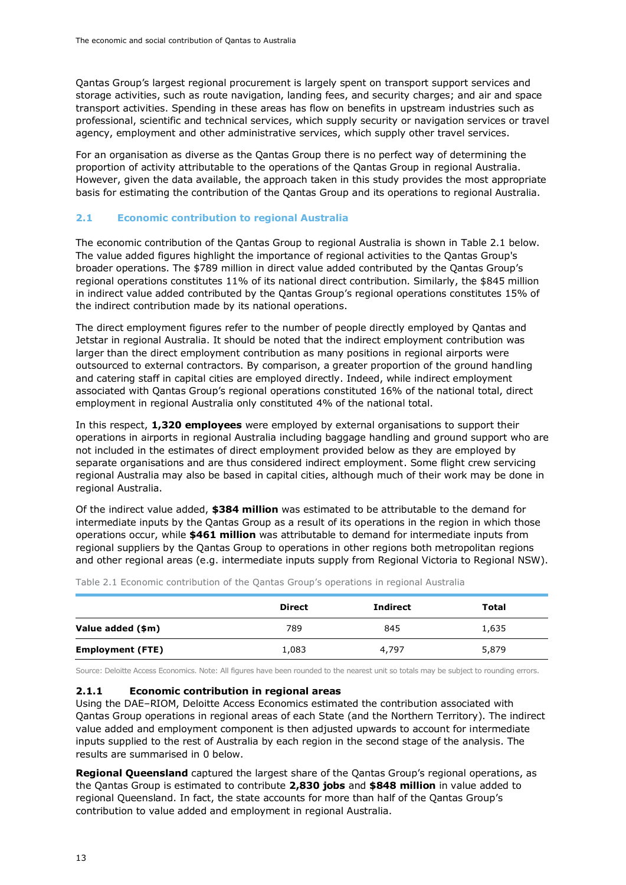Qantas Group's largest regional procurement is largely spent on transport support services and storage activities, such as route navigation, landing fees, and security charges; and air and space transport activities. Spending in these areas has flow on benefits in upstream industries such as professional, scientific and technical services, which supply security or navigation services or travel agency, employment and other administrative services, which supply other travel services.

For an organisation as diverse as the Qantas Group there is no perfect way of determining the proportion of activity attributable to the operations of the Qantas Group in regional Australia. However, given the data available, the approach taken in this study provides the most appropriate basis for estimating the contribution of the Qantas Group and its operations to regional Australia.

## 2.1 Economic contribution to regional Australia

The economic contribution of the Qantas Group to regional Australia is shown in Table 2.1 below. The value added figures highlight the importance of regional activities to the Qantas Group's broader operations. The $789 million in direct value added contributed by the Qantas Group's regional operations constitutes 11% of its national direct contribution. Similarly, the $845 million in indirect value added contributed by the Qantas Group's regional operations constitutes 15% of the indirect contribution made by its national operations.

The direct employment figures refer to the number of people directly employed by Qantas and Jetstar in regional Australia. It should be noted that the indirect employment contribution was larger than the direct employment contribution as many positions in regional airports were outsourced to external contractors. By comparison, a greater proportion of the ground handling and catering staff in capital cities are employed directly. Indeed, while indirect employment associated with Qantas Group's regional operations constituted 16% of the national total, direct employment in regional Australia only constituted 4% of the national total.

In this respect, **1,320 employees** were employed by external organisations to support their operations in airports in regional Australia including baggage handling and ground support who are not included in the estimates of direct employment provided below as they are employed by separate organisations and are thus considered indirect employment. Some flight crew servicing regional Australia may also be based in capital cities, although much of their work may be done in regional Australia.

Of the indirect value added, **$384 million** was estimated to be attributable to the demand for intermediate inputs by the Qantas Group as a result of its operations in the region in which those operations occur, while **$461 million** was attributable to demand for intermediate inputs from regional suppliers by the Qantas Group to operations in other regions both metropolitan regions and other regional areas (e.g. intermediate inputs supply from Regional Victoria to Regional NSW).

Table 2.1 Economic contribution of the Qantas Group's operations in regional Australia

| | Direct | Indirect | Total |
|---|---|---|---|
| **Value added ($m)** | 789 | 845 | 1,635 |
| **Employment (FTE)** | 1,083 | 4,797 | 5,879 |

Source: Deloitte Access Economics. Note: All figures have been rounded to the nearest unit so totals may be subject to rounding errors.

### 2.1.1 Economic contribution in regional areas

Using the DAE–RIOM, Deloitte Access Economics estimated the contribution associated with Qantas Group operations in regional areas of each State (and the Northern Territory). The indirect value added and employment component is then adjusted upwards to account for intermediate inputs supplied to the rest of Australia by each region in the second stage of the analysis. The results are summarised in 0 below.

**Regional Queensland** captured the largest share of the Qantas Group's regional operations, as the Qantas Group is estimated to contribute **2,830 jobs** and **$848 million** in value added to regional Queensland. In fact, the state accounts for more than half of the Qantas Group's contribution to value added and employment in regional Australia.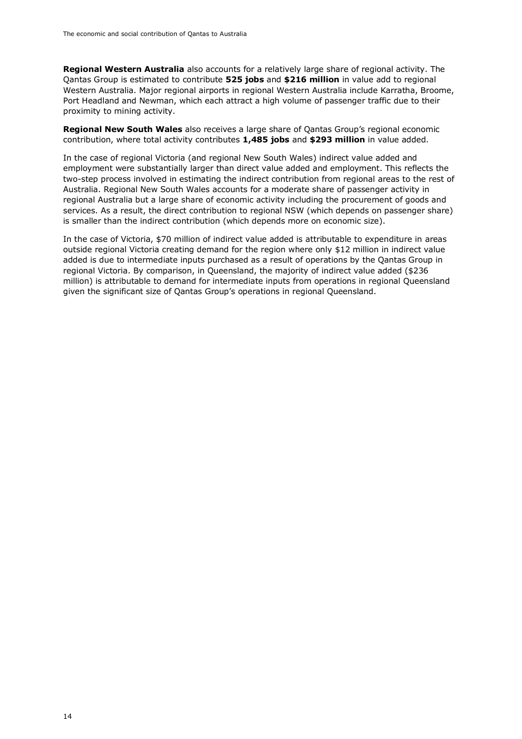**Regional Western Australia** also accounts for a relatively large share of regional activity. The Qantas Group is estimated to contribute **525 jobs** and **$216 million** in value add to regional Western Australia. Major regional airports in regional Western Australia include Karratha, Broome, Port Headland and Newman, which each attract a high volume of passenger traffic due to their proximity to mining activity.

**Regional New South Wales** also receives a large share of Qantas Group's regional economic contribution, where total activity contributes **1,485 jobs** and **$293 million** in value added.

In the case of regional Victoria (and regional New South Wales) indirect value added and employment were substantially larger than direct value added and employment. This reflects the two-step process involved in estimating the indirect contribution from regional areas to the rest of Australia. Regional New South Wales accounts for a moderate share of passenger activity in regional Australia but a large share of economic activity including the procurement of goods and services. As a result, the direct contribution to regional NSW (which depends on passenger share) is smaller than the indirect contribution (which depends more on economic size).

In the case of Victoria, $70 million of indirect value added is attributable to expenditure in areas outside regional Victoria creating demand for the region where only $12 million in indirect value added is due to intermediate inputs purchased as a result of operations by the Qantas Group in regional Victoria. By comparison, in Queensland, the majority of indirect value added ($236 million) is attributable to demand for intermediate inputs from operations in regional Queensland given the significant size of Qantas Group's operations in regional Queensland.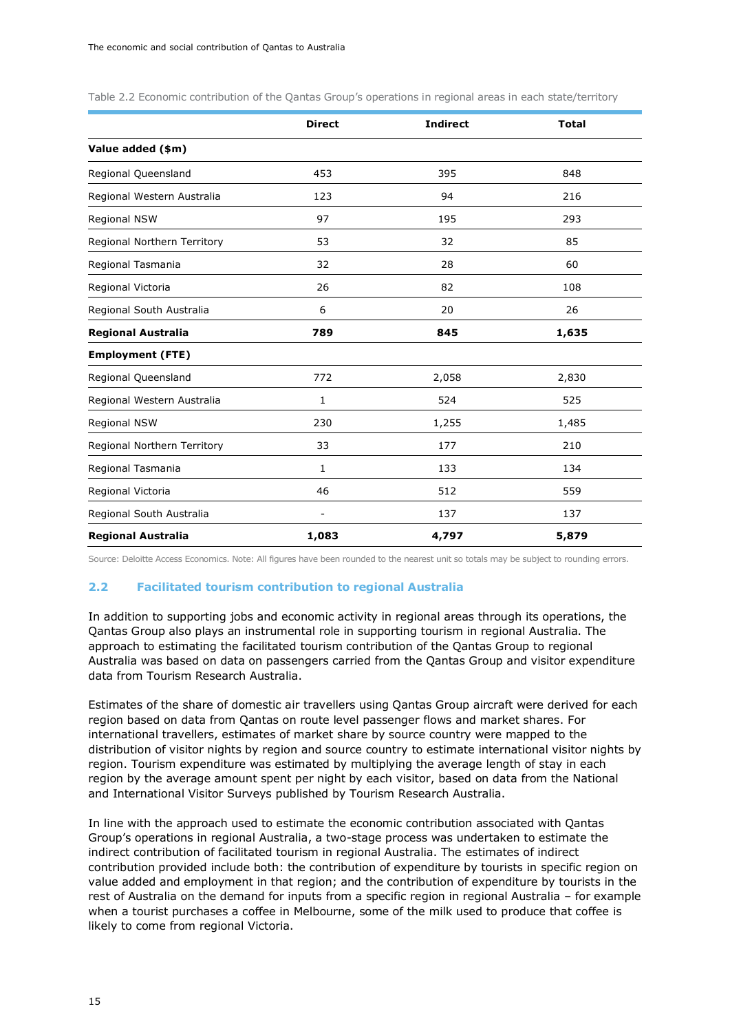Table 2.2 Economic contribution of the Qantas Group's operations in regional areas in each state/territory

| | Direct | Indirect | Total |
|---|---|---|---|
| **Value added ($m)** | | | |
| Regional Queensland | 453 | 395 | 848 |
| Regional Western Australia | 123 | 94 | 216 |
| Regional NSW | 97 | 195 | 293 |
| Regional Northern Territory | 53 | 32 | 85 |
| Regional Tasmania | 32 | 28 | 60 |
| Regional Victoria | 26 | 82 | 108 |
| Regional South Australia | 6 | 20 | 26 |
| **Regional Australia** | **789** | **845** | **1,635** |
| **Employment (FTE)** | | | |
| Regional Queensland | 772 | 2,058 | 2,830 |
| Regional Western Australia | 1 | 524 | 525 |
| Regional NSW | 230 | 1,255 | 1,485 |
| Regional Northern Territory | 33 | 177 | 210 |
| Regional Tasmania | 1 | 133 | 134 |
| Regional Victoria | 46 | 512 | 559 |
| Regional South Australia | - | 137 | 137 |
| **Regional Australia** | **1,083** | **4,797** | **5,879** |

Source: Deloitte Access Economics. Note: All figures have been rounded to the nearest unit so totals may be subject to rounding errors.

## 2.2 Facilitated tourism contribution to regional Australia

In addition to supporting jobs and economic activity in regional areas through its operations, the Qantas Group also plays an instrumental role in supporting tourism in regional Australia. The approach to estimating the facilitated tourism contribution of the Qantas Group to regional Australia was based on data on passengers carried from the Qantas Group and visitor expenditure data from Tourism Research Australia.

Estimates of the share of domestic air travellers using Qantas Group aircraft were derived for each region based on data from Qantas on route level passenger flows and market shares. For international travellers, estimates of market share by source country were mapped to the distribution of visitor nights by region and source country to estimate international visitor nights by region. Tourism expenditure was estimated by multiplying the average length of stay in each region by the average amount spent per night by each visitor, based on data from the National and International Visitor Surveys published by Tourism Research Australia.

In line with the approach used to estimate the economic contribution associated with Qantas Group's operations in regional Australia, a two-stage process was undertaken to estimate the indirect contribution of facilitated tourism in regional Australia. The estimates of indirect contribution provided include both: the contribution of expenditure by tourists in specific region on value added and employment in that region; and the contribution of expenditure by tourists in the rest of Australia on the demand for inputs from a specific region in regional Australia – for example when a tourist purchases a coffee in Melbourne, some of the milk used to produce that coffee is likely to come from regional Victoria.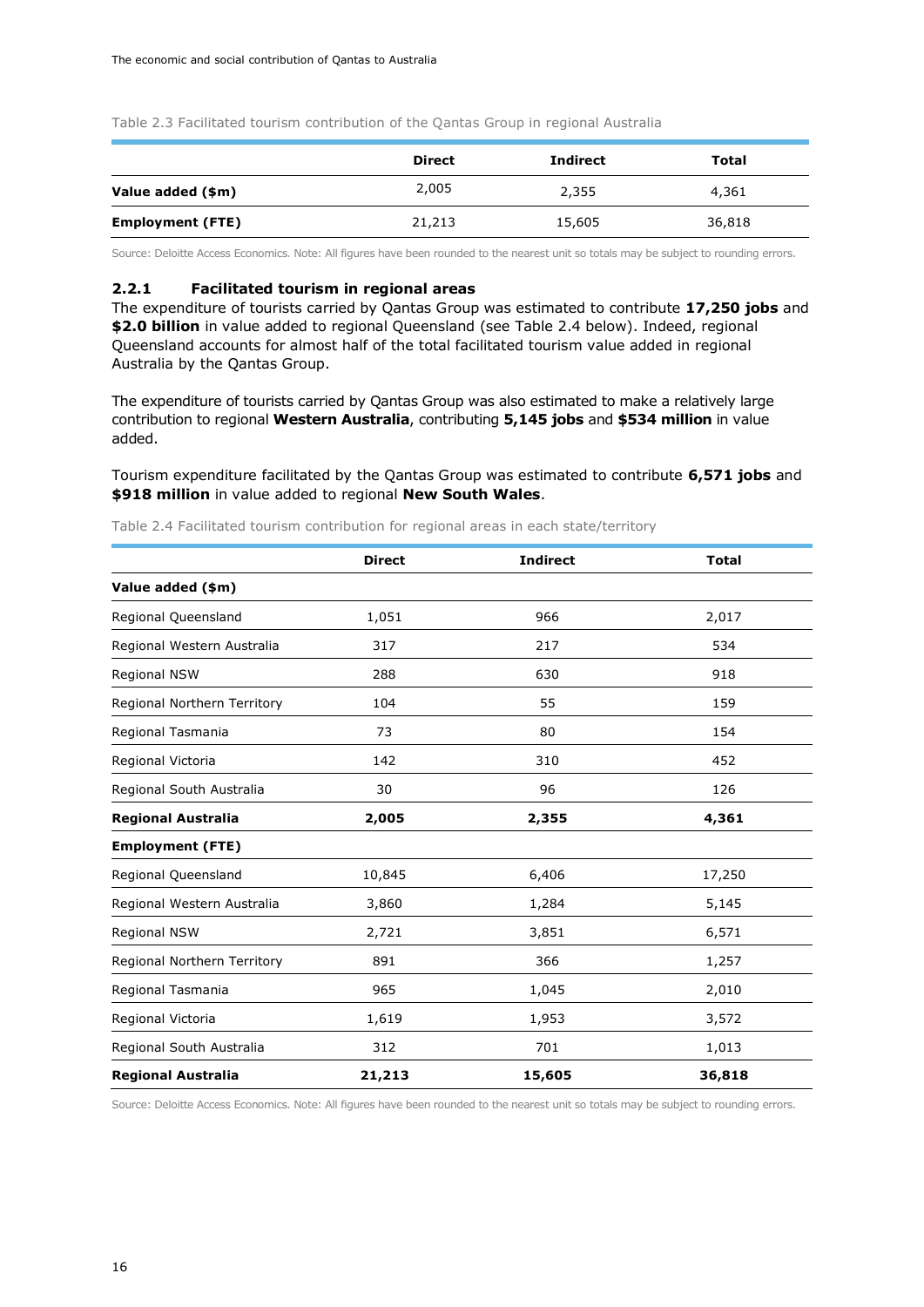Table 2.3 Facilitated tourism contribution of the Qantas Group in regional Australia

| | Direct | Indirect | Total |
|---|---|---|---|
| **Value added ($m)** | 2,005 | 2,355 | 4,361 |
| **Employment (FTE)** | 21,213 | 15,605 | 36,818 |

Source: Deloitte Access Economics. Note: All figures have been rounded to the nearest unit so totals may be subject to rounding errors.

### 2.2.1 Facilitated tourism in regional areas

The expenditure of tourists carried by Qantas Group was estimated to contribute **17,250 jobs** and **$2.0 billion** in value added to regional Queensland (see Table 2.4 below). Indeed, regional Queensland accounts for almost half of the total facilitated tourism value added in regional Australia by the Qantas Group.

The expenditure of tourists carried by Qantas Group was also estimated to make a relatively large contribution to regional **Western Australia**, contributing **5,145 jobs** and **$534 million** in value added.

Tourism expenditure facilitated by the Qantas Group was estimated to contribute **6,571 jobs** and **$918 million** in value added to regional **New South Wales**.

Table 2.4 Facilitated tourism contribution for regional areas in each state/territory

| | Direct | Indirect | Total |
|---|---|---|---|
| **Value added ($m)** | | | |
| Regional Queensland | 1,051 | 966 | 2,017 |
| Regional Western Australia | 317 | 217 | 534 |
| Regional NSW | 288 | 630 | 918 |
| Regional Northern Territory | 104 | 55 | 159 |
| Regional Tasmania | 73 | 80 | 154 |
| Regional Victoria | 142 | 310 | 452 |
| Regional South Australia | 30 | 96 | 126 |
| **Regional Australia** | **2,005** | **2,355** | **4,361** |
| **Employment (FTE)** | | | |
| Regional Queensland | 10,845 | 6,406 | 17,250 |
| Regional Western Australia | 3,860 | 1,284 | 5,145 |
| Regional NSW | 2,721 | 3,851 | 6,571 |
| Regional Northern Territory | 891 | 366 | 1,257 |
| Regional Tasmania | 965 | 1,045 | 2,010 |
| Regional Victoria | 1,619 | 1,953 | 3,572 |
| Regional South Australia | 312 | 701 | 1,013 |
| **Regional Australia** | **21,213** | **15,605** | **36,818** |

Source: Deloitte Access Economics. Note: All figures have been rounded to the nearest unit so totals may be subject to rounding errors.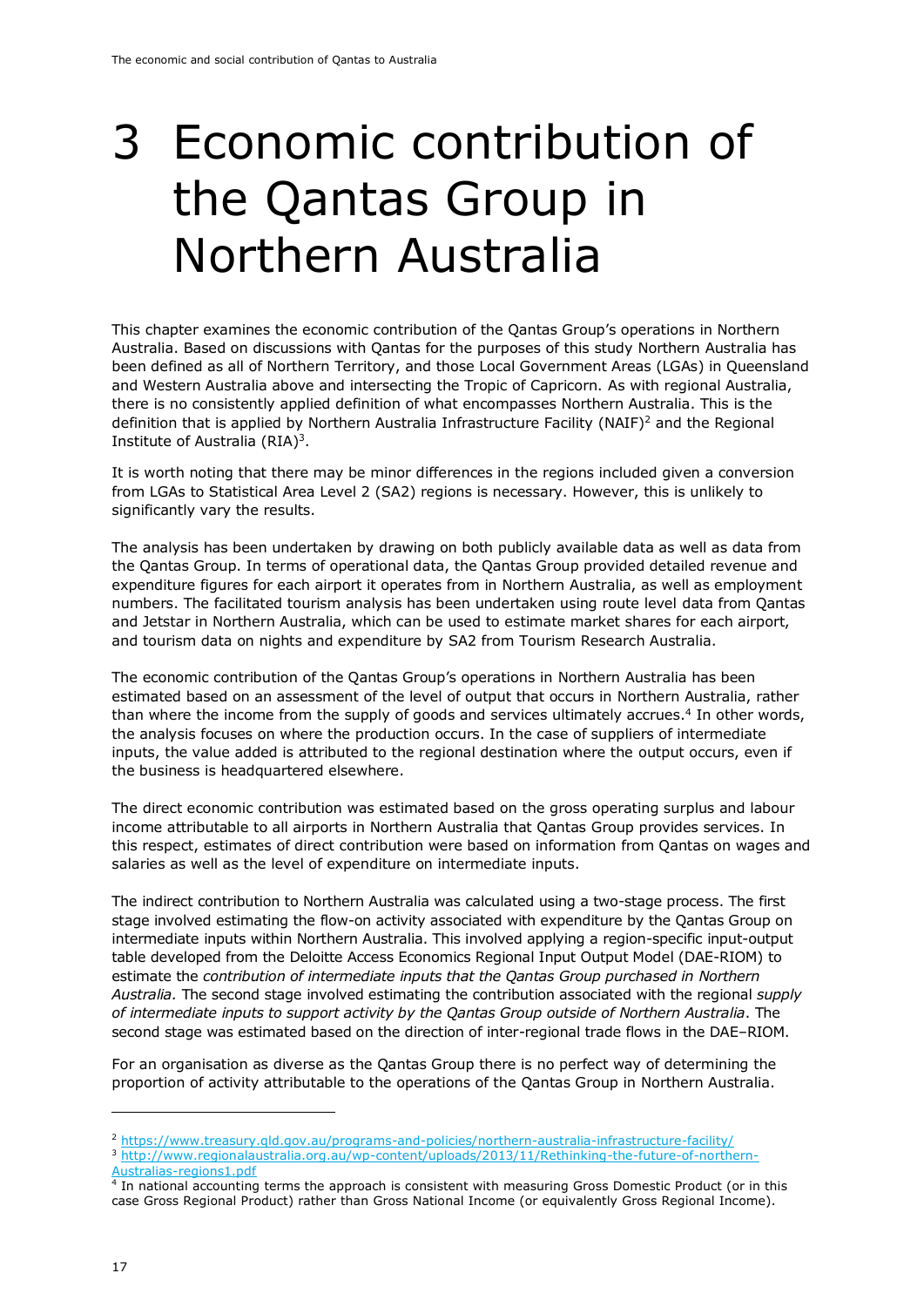# 3 Economic contribution of the Qantas Group in Northern Australia

This chapter examines the economic contribution of the Qantas Group's operations in Northern Australia. Based on discussions with Qantas for the purposes of this study Northern Australia has been defined as all of Northern Territory, and those Local Government Areas (LGAs) in Queensland and Western Australia above and intersecting the Tropic of Capricorn. As with regional Australia, there is no consistently applied definition of what encompasses Northern Australia. This is the definition that is applied by Northern Australia Infrastructure Facility (NAIF)[2] and the Regional Institute of Australia (RIA)[3].

It is worth noting that there may be minor differences in the regions included given a conversion from LGAs to Statistical Area Level 2 (SA2) regions is necessary. However, this is unlikely to significantly vary the results.

The analysis has been undertaken by drawing on both publicly available data as well as data from the Qantas Group. In terms of operational data, the Qantas Group provided detailed revenue and expenditure figures for each airport it operates from in Northern Australia, as well as employment numbers. The facilitated tourism analysis has been undertaken using route level data from Qantas and Jetstar in Northern Australia, which can be used to estimate market shares for each airport, and tourism data on nights and expenditure by SA2 from Tourism Research Australia.

The economic contribution of the Qantas Group's operations in Northern Australia has been estimated based on an assessment of the level of output that occurs in Northern Australia, rather than where the income from the supply of goods and services ultimately accrues.[4] In other words, the analysis focuses on where the production occurs. In the case of suppliers of intermediate inputs, the value added is attributed to the regional destination where the output occurs, even if the business is headquartered elsewhere.

The direct economic contribution was estimated based on the gross operating surplus and labour income attributable to all airports in Northern Australia that Qantas Group provides services. In this respect, estimates of direct contribution were based on information from Qantas on wages and salaries as well as the level of expenditure on intermediate inputs.

The indirect contribution to Northern Australia was calculated using a two-stage process. The first stage involved estimating the flow-on activity associated with expenditure by the Qantas Group on intermediate inputs within Northern Australia. This involved applying a region-specific input-output table developed from the Deloitte Access Economics Regional Input Output Model (DAE-RIOM) to estimate the *contribution of intermediate inputs that the Qantas Group purchased in Northern Australia.* The second stage involved estimating the contribution associated with the regional *supply of intermediate inputs to support activity by the Qantas Group outside of Northern Australia*. The second stage was estimated based on the direction of inter-regional trade flows in the DAE–RIOM.

For an organisation as diverse as the Qantas Group there is no perfect way of determining the proportion of activity attributable to the operations of the Qantas Group in Northern Australia.

---

[2] https://www.treasury.qld.gov.au/programs-and-policies/northern-australia-infrastructure-facility/

[3] http://www.regionalaustralia.org.au/wp-content/uploads/2013/11/Rethinking-the-future-of-northern-Australias-regions1.pdf

[4] In national accounting terms the approach is consistent with measuring Gross Domestic Product (or in this case Gross Regional Product) rather than Gross National Income (or equivalently Gross Regional Income).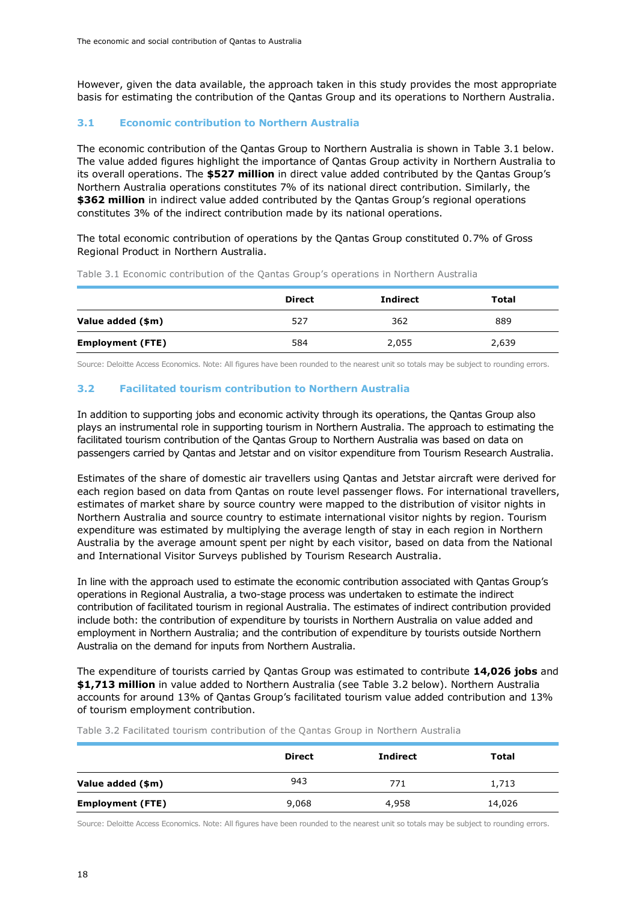However, given the data available, the approach taken in this study provides the most appropriate basis for estimating the contribution of the Qantas Group and its operations to Northern Australia.

### 3.1 Economic contribution to Northern Australia

The economic contribution of the Qantas Group to Northern Australia is shown in Table 3.1 below. The value added figures highlight the importance of Qantas Group activity in Northern Australia to its overall operations. The **$527 million** in direct value added contributed by the Qantas Group's Northern Australia operations constitutes 7% of its national direct contribution. Similarly, the **$362 million** in indirect value added contributed by the Qantas Group's regional operations constitutes 3% of the indirect contribution made by its national operations.

The total economic contribution of operations by the Qantas Group constituted 0.7% of Gross Regional Product in Northern Australia.

Table 3.1 Economic contribution of the Qantas Group's operations in Northern Australia

| | Direct | Indirect | Total |
|---|---|---|---|
| **Value added ($m)** | 527 | 362 | 889 |
| **Employment (FTE)** | 584 | 2,055 | 2,639 |

Source: Deloitte Access Economics. Note: All figures have been rounded to the nearest unit so totals may be subject to rounding errors.

### 3.2 Facilitated tourism contribution to Northern Australia

In addition to supporting jobs and economic activity through its operations, the Qantas Group also plays an instrumental role in supporting tourism in Northern Australia. The approach to estimating the facilitated tourism contribution of the Qantas Group to Northern Australia was based on data on passengers carried by Qantas and Jetstar and on visitor expenditure from Tourism Research Australia.

Estimates of the share of domestic air travellers using Qantas and Jetstar aircraft were derived for each region based on data from Qantas on route level passenger flows. For international travellers, estimates of market share by source country were mapped to the distribution of visitor nights in Northern Australia and source country to estimate international visitor nights by region. Tourism expenditure was estimated by multiplying the average length of stay in each region in Northern Australia by the average amount spent per night by each visitor, based on data from the National and International Visitor Surveys published by Tourism Research Australia.

In line with the approach used to estimate the economic contribution associated with Qantas Group's operations in Regional Australia, a two-stage process was undertaken to estimate the indirect contribution of facilitated tourism in regional Australia. The estimates of indirect contribution provided include both: the contribution of expenditure by tourists in Northern Australia on value added and employment in Northern Australia; and the contribution of expenditure by tourists outside Northern Australia on the demand for inputs from Northern Australia.

The expenditure of tourists carried by Qantas Group was estimated to contribute **14,026 jobs** and **$1,713 million** in value added to Northern Australia (see Table 3.2 below). Northern Australia accounts for around 13% of Qantas Group's facilitated tourism value added contribution and 13% of tourism employment contribution.

Table 3.2 Facilitated tourism contribution of the Qantas Group in Northern Australia

| | Direct | Indirect | Total |
|---|---|---|---|
| **Value added ($m)** | 943 | 771 | 1,713 |
| **Employment (FTE)** | 9,068 | 4,958 | 14,026 |

Source: Deloitte Access Economics. Note: All figures have been rounded to the nearest unit so totals may be subject to rounding errors.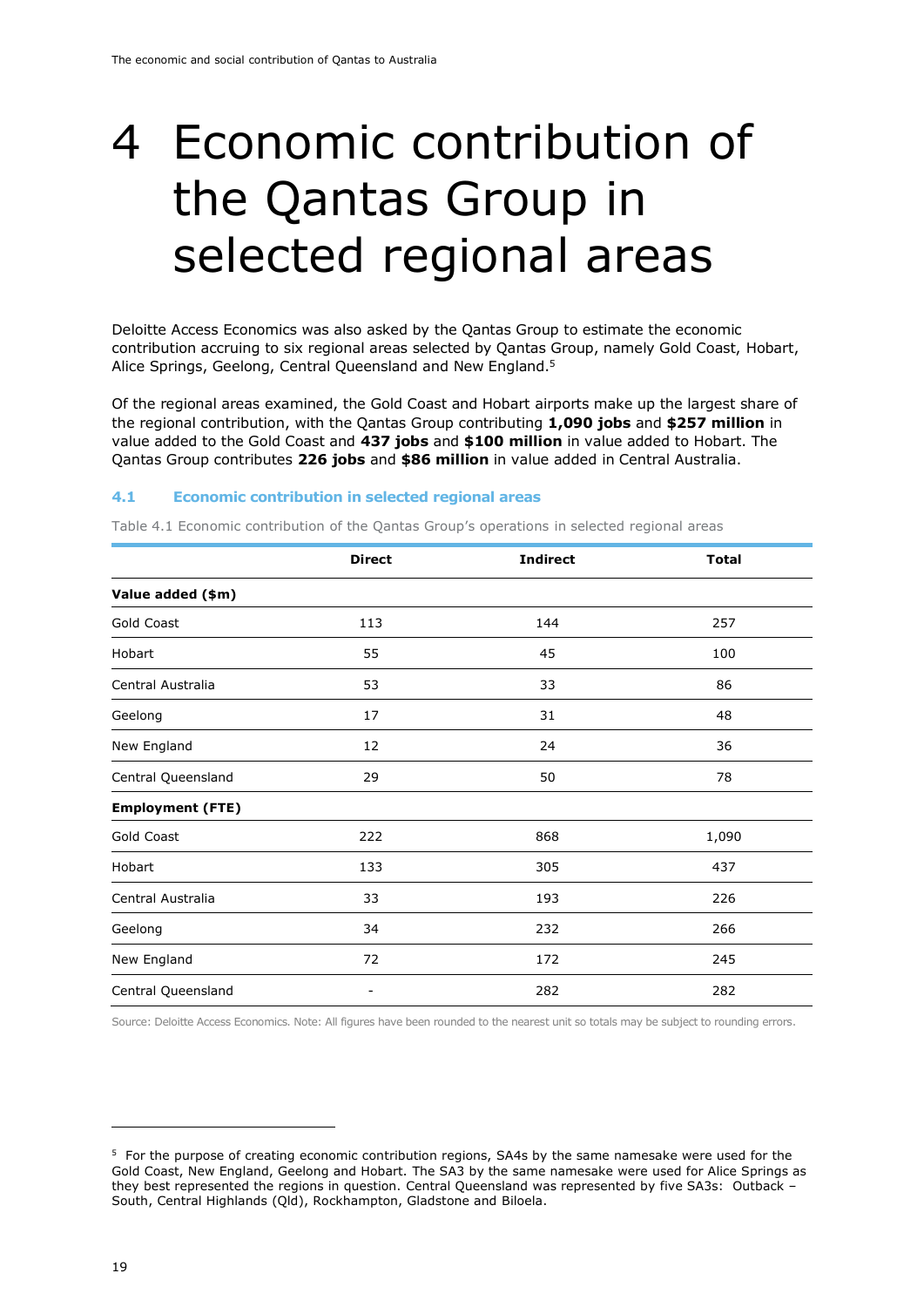# 4 Economic contribution of the Qantas Group in selected regional areas

Deloitte Access Economics was also asked by the Qantas Group to estimate the economic contribution accruing to six regional areas selected by Qantas Group, namely Gold Coast, Hobart, Alice Springs, Geelong, Central Queensland and New England.[5]

Of the regional areas examined, the Gold Coast and Hobart airports make up the largest share of the regional contribution, with the Qantas Group contributing **1,090 jobs** and **$257 million** in value added to the Gold Coast and **437 jobs** and **$100 million** in value added to Hobart. The Qantas Group contributes **226 jobs** and **$86 million** in value added in Central Australia.

### 4.1 Economic contribution in selected regional areas

Table 4.1 Economic contribution of the Qantas Group's operations in selected regional areas

| | Direct | Indirect | Total |
|---|---|---|---|
| **Value added ($m)** | | | |
| Gold Coast | 113 | 144 | 257 |
| Hobart | 55 | 45 | 100 |
| Central Australia | 53 | 33 | 86 |
| Geelong | 17 | 31 | 48 |
| New England | 12 | 24 | 36 |
| Central Queensland | 29 | 50 | 78 |
| **Employment (FTE)** | | | |
| Gold Coast | 222 | 868 | 1,090 |
| Hobart | 133 | 305 | 437 |
| Central Australia | 33 | 193 | 226 |
| Geelong | 34 | 232 | 266 |
| New England | 72 | 172 | 245 |
| Central Queensland | - | 282 | 282 |

Source: Deloitte Access Economics. Note: All figures have been rounded to the nearest unit so totals may be subject to rounding errors.

[5] For the purpose of creating economic contribution regions, SA4s by the same namesake were used for the Gold Coast, New England, Geelong and Hobart. The SA3 by the same namesake were used for Alice Springs as they best represented the regions in question. Central Queensland was represented by five SA3s: Outback – South, Central Highlands (Qld), Rockhampton, Gladstone and Biloela.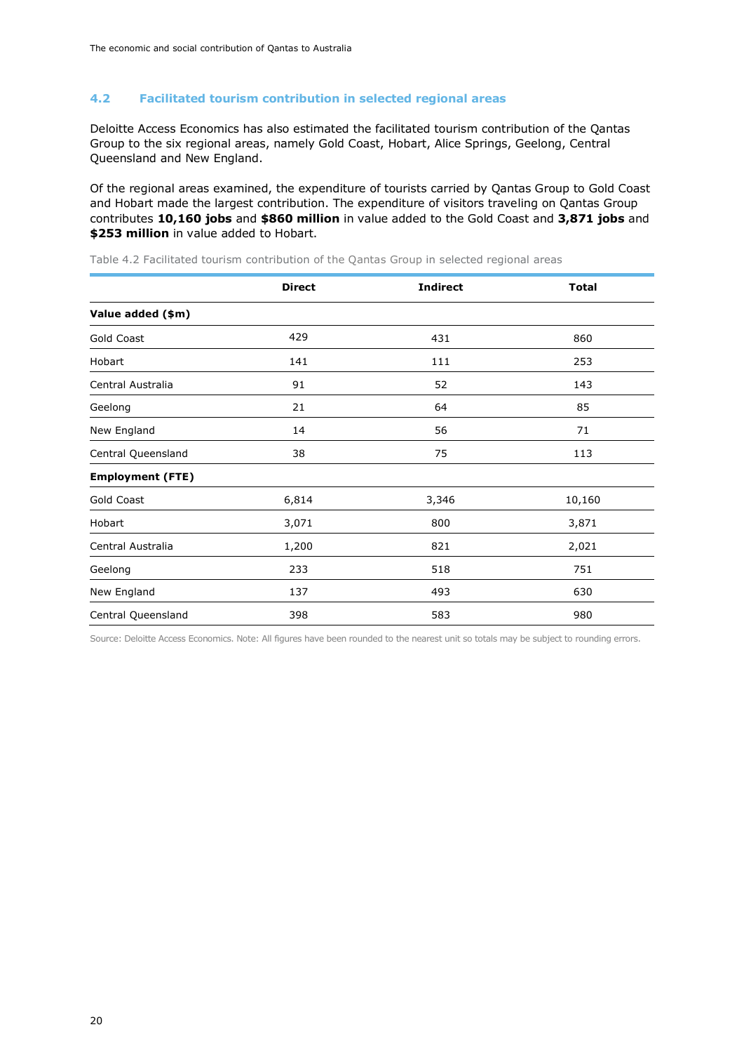### 4.2 Facilitated tourism contribution in selected regional areas

Deloitte Access Economics has also estimated the facilitated tourism contribution of the Qantas Group to the six regional areas, namely Gold Coast, Hobart, Alice Springs, Geelong, Central Queensland and New England.

Of the regional areas examined, the expenditure of tourists carried by Qantas Group to Gold Coast and Hobart made the largest contribution. The expenditure of visitors traveling on Qantas Group contributes **10,160 jobs** and **$860 million** in value added to the Gold Coast and **3,871 jobs** and **$253 million** in value added to Hobart.

Table 4.2 Facilitated tourism contribution of the Qantas Group in selected regional areas

| | Direct | Indirect | Total |
|---|---|---|---|
| **Value added ($m)** | | | |
| Gold Coast | 429 | 431 | 860 |
| Hobart | 141 | 111 | 253 |
| Central Australia | 91 | 52 | 143 |
| Geelong | 21 | 64 | 85 |
| New England | 14 | 56 | 71 |
| Central Queensland | 38 | 75 | 113 |
| **Employment (FTE)** | | | |
| Gold Coast | 6,814 | 3,346 | 10,160 |
| Hobart | 3,071 | 800 | 3,871 |
| Central Australia | 1,200 | 821 | 2,021 |
| Geelong | 233 | 518 | 751 |
| New England | 137 | 493 | 630 |
| Central Queensland | 398 | 583 | 980 |

Source: Deloitte Access Economics. Note: All figures have been rounded to the nearest unit so totals may be subject to rounding errors.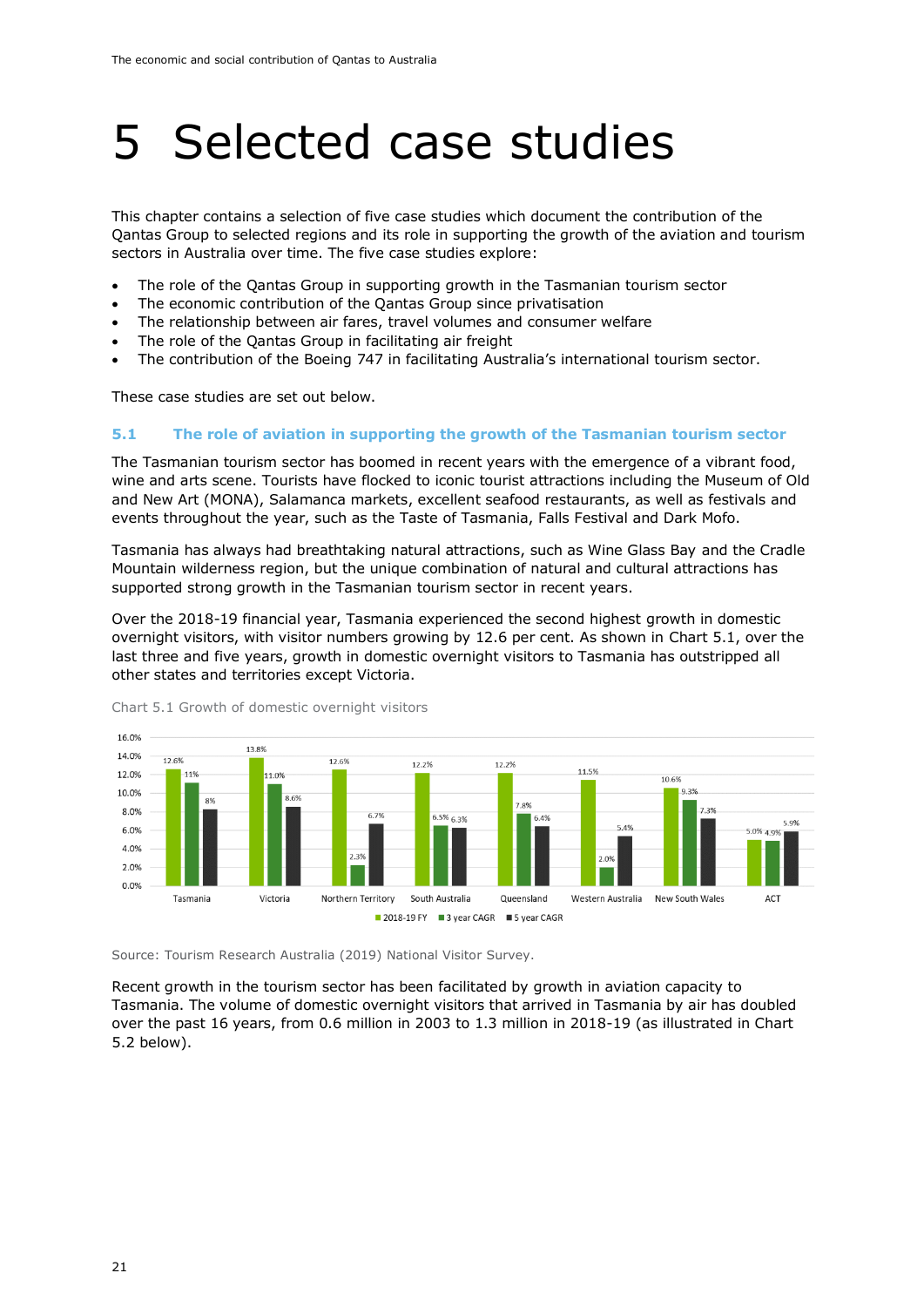# 5 Selected case studies

This chapter contains a selection of five case studies which document the contribution of the Qantas Group to selected regions and its role in supporting the growth of the aviation and tourism sectors in Australia over time. The five case studies explore:

- The role of the Qantas Group in supporting growth in the Tasmanian tourism sector
- The economic contribution of the Qantas Group since privatisation
- The relationship between air fares, travel volumes and consumer welfare
- The role of the Qantas Group in facilitating air freight
- The contribution of the Boeing 747 in facilitating Australia's international tourism sector.

These case studies are set out below.

### 5.1 The role of aviation in supporting the growth of the Tasmanian tourism sector

The Tasmanian tourism sector has boomed in recent years with the emergence of a vibrant food, wine and arts scene. Tourists have flocked to iconic tourist attractions including the Museum of Old and New Art (MONA), Salamanca markets, excellent seafood restaurants, as well as festivals and events throughout the year, such as the Taste of Tasmania, Falls Festival and Dark Mofo.

Tasmania has always had breathtaking natural attractions, such as Wine Glass Bay and the Cradle Mountain wilderness region, but the unique combination of natural and cultural attractions has supported strong growth in the Tasmanian tourism sector in recent years.

Over the 2018-19 financial year, Tasmania experienced the second highest growth in domestic overnight visitors, with visitor numbers growing by 12.6 per cent. As shown in Chart 5.1, over the last three and five years, growth in domestic overnight visitors to Tasmania has outstripped all other states and territories except Victoria.

Chart 5.1 Growth of domestic overnight visitors

| | 2018-19 FY | 3 year CAGR | 5 year CAGR |
|---|---|---|---|
| Tasmania | 12.6% | 11% | 8% |
| Victoria | 13.8% | 11.0% | 8.6% |
| Northern Territory | 12.6% | 2.3% | 6.7% |
| South Australia | 12.2% | 6.5% | 6.3% |
| Queensland | 12.2% | 7.8% | 6.4% |
| Western Australia | 11.5% | 2.0% | 5.4% |
| New South Wales | 10.6% | 9.3% | 7.3% |
| ACT | 5.0% | 4.9% | 5.9% |

Source: Tourism Research Australia (2019) National Visitor Survey.

Recent growth in the tourism sector has been facilitated by growth in aviation capacity to Tasmania. The volume of domestic overnight visitors that arrived in Tasmania by air has doubled over the past 16 years, from 0.6 million in 2003 to 1.3 million in 2018-19 (as illustrated in Chart 5.2 below).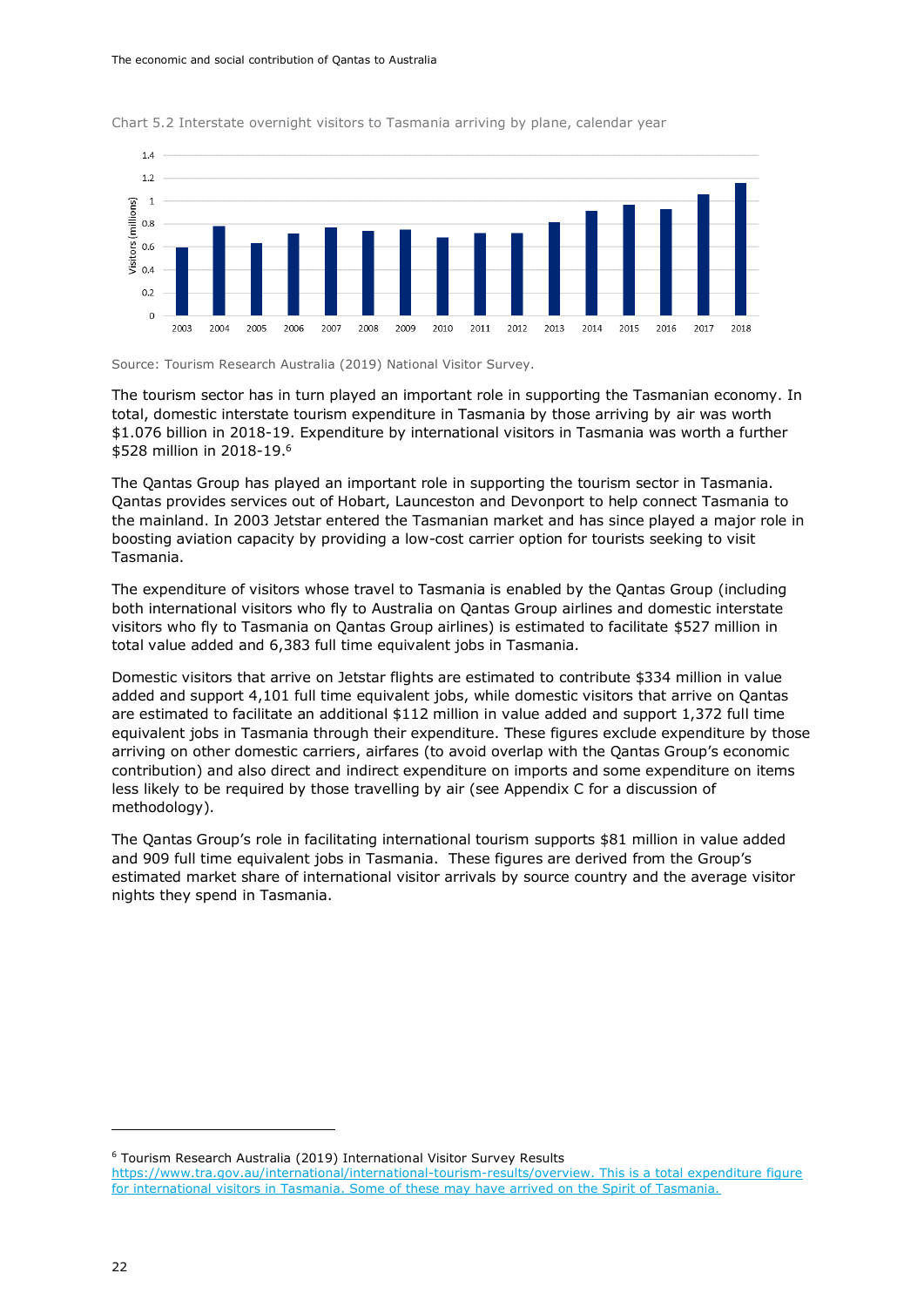Chart 5.2 Interstate overnight visitors to Tasmania arriving by plane, calendar year

Source: Tourism Research Australia (2019) National Visitor Survey.

The tourism sector has in turn played an important role in supporting the Tasmanian economy. In total, domestic interstate tourism expenditure in Tasmania by those arriving by air was worth $1.076 billion in 2018-19. Expenditure by international visitors in Tasmania was worth a further $528 million in 2018-19.[6]

The Qantas Group has played an important role in supporting the tourism sector in Tasmania. Qantas provides services out of Hobart, Launceston and Devonport to help connect Tasmania to the mainland. In 2003 Jetstar entered the Tasmanian market and has since played a major role in boosting aviation capacity by providing a low-cost carrier option for tourists seeking to visit Tasmania.

The expenditure of visitors whose travel to Tasmania is enabled by the Qantas Group (including both international visitors who fly to Australia on Qantas Group airlines and domestic interstate visitors who fly to Tasmania on Qantas Group airlines) is estimated to facilitate $527 million in total value added and 6,383 full time equivalent jobs in Tasmania.

Domestic visitors that arrive on Jetstar flights are estimated to contribute $334 million in value added and support 4,101 full time equivalent jobs, while domestic visitors that arrive on Qantas are estimated to facilitate an additional $112 million in value added and support 1,372 full time equivalent jobs in Tasmania through their expenditure. These figures exclude expenditure by those arriving on other domestic carriers, airfares (to avoid overlap with the Qantas Group's economic contribution) and also direct and indirect expenditure on imports and some expenditure on items less likely to be required by those travelling by air (see Appendix C for a discussion of methodology).

The Qantas Group's role in facilitating international tourism supports $81 million in value added and 909 full time equivalent jobs in Tasmania. These figures are derived from the Group's estimated market share of international visitor arrivals by source country and the average visitor nights they spend in Tasmania.

[6] Tourism Research Australia (2019) International Visitor Survey Results https://www.tra.gov.au/international/international-tourism-results/overview. This is a total expenditure figure for international visitors in Tasmania. Some of these may have arrived on the Spirit of Tasmania.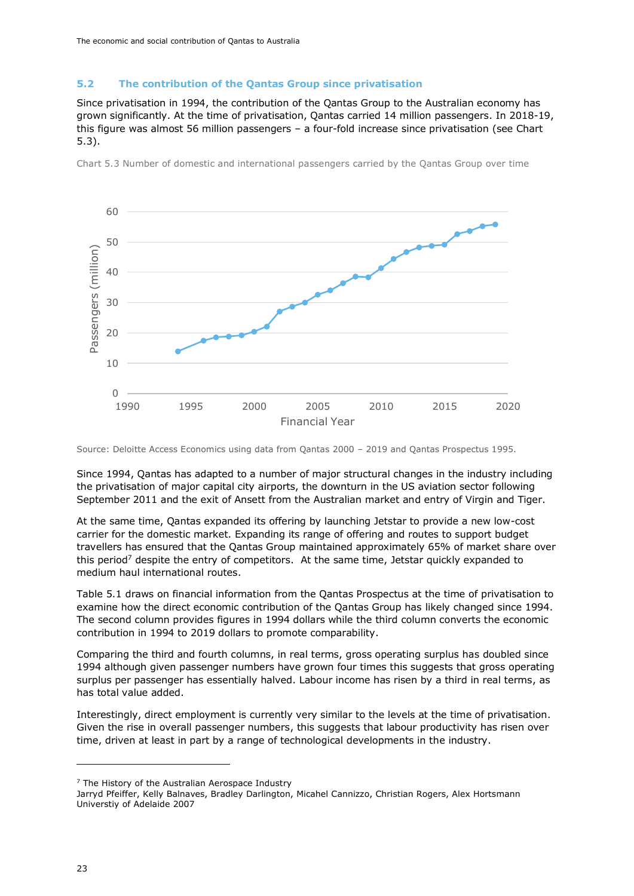### 5.2 The contribution of the Qantas Group since privatisation

Since privatisation in 1994, the contribution of the Qantas Group to the Australian economy has grown significantly. At the time of privatisation, Qantas carried 14 million passengers. In 2018-19, this figure was almost 56 million passengers – a four-fold increase since privatisation (see Chart 5.3).

Chart 5.3 Number of domestic and international passengers carried by the Qantas Group over time

Source: Deloitte Access Economics using data from Qantas 2000 – 2019 and Qantas Prospectus 1995.

Since 1994, Qantas has adapted to a number of major structural changes in the industry including the privatisation of major capital city airports, the downturn in the US aviation sector following September 2011 and the exit of Ansett from the Australian market and entry of Virgin and Tiger.

At the same time, Qantas expanded its offering by launching Jetstar to provide a new low-cost carrier for the domestic market. Expanding its range of offering and routes to support budget travellers has ensured that the Qantas Group maintained approximately 65% of market share over this period[7] despite the entry of competitors. At the same time, Jetstar quickly expanded to medium haul international routes.

Table 5.1 draws on financial information from the Qantas Prospectus at the time of privatisation to examine how the direct economic contribution of the Qantas Group has likely changed since 1994. The second column provides figures in 1994 dollars while the third column converts the economic contribution in 1994 to 2019 dollars to promote comparability.

Comparing the third and fourth columns, in real terms, gross operating surplus has doubled since 1994 although given passenger numbers have grown four times this suggests that gross operating surplus per passenger has essentially halved. Labour income has risen by a third in real terms, as has total value added.

Interestingly, direct employment is currently very similar to the levels at the time of privatisation. Given the rise in overall passenger numbers, this suggests that labour productivity has risen over time, driven at least in part by a range of technological developments in the industry.

---

[7] The History of the Australian Aerospace Industry
Jarryd Pfeiffer, Kelly Balnaves, Bradley Darlington, Micahel Cannizzo, Christian Rogers, Alex Hortsmann
Universtiy of Adelaide 2007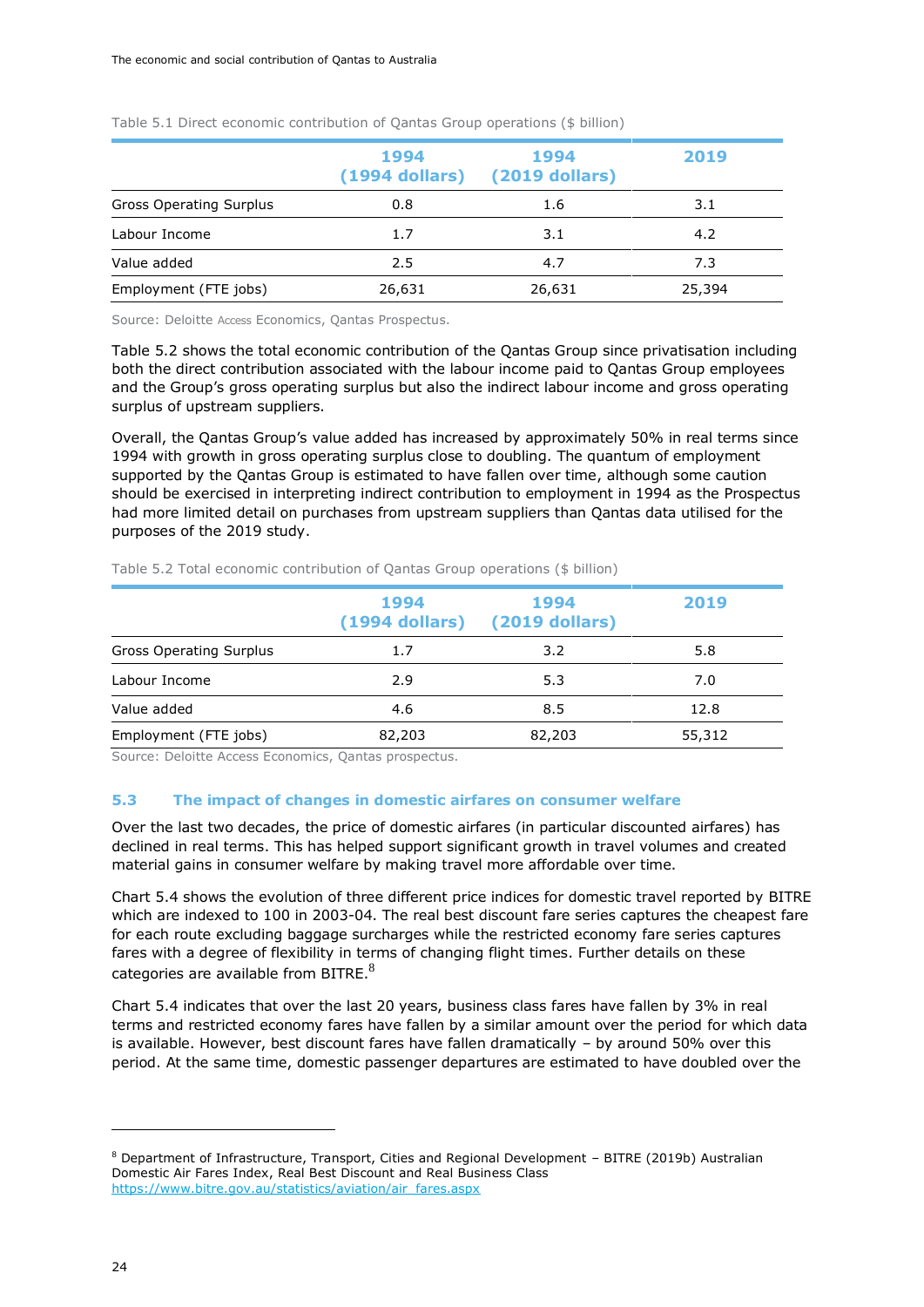Table 5.1 Direct economic contribution of Qantas Group operations ($ billion)

| | 1994 (1994 dollars) | 1994 (2019 dollars) | 2019 |
|---|---|---|---|
| Gross Operating Surplus | 0.8 | 1.6 | 3.1 |
| Labour Income | 1.7 | 3.1 | 4.2 |
| Value added | 2.5 | 4.7 | 7.3 |
| Employment (FTE jobs) | 26,631 | 26,631 | 25,394 |

Source: Deloitte Access Economics, Qantas Prospectus.

Table 5.2 shows the total economic contribution of the Qantas Group since privatisation including both the direct contribution associated with the labour income paid to Qantas Group employees and the Group's gross operating surplus but also the indirect labour income and gross operating surplus of upstream suppliers.

Overall, the Qantas Group's value added has increased by approximately 50% in real terms since 1994 with growth in gross operating surplus close to doubling. The quantum of employment supported by the Qantas Group is estimated to have fallen over time, although some caution should be exercised in interpreting indirect contribution to employment in 1994 as the Prospectus had more limited detail on purchases from upstream suppliers than Qantas data utilised for the purposes of the 2019 study.

Table 5.2 Total economic contribution of Qantas Group operations ($ billion)

| | 1994 (1994 dollars) | 1994 (2019 dollars) | 2019 |
|---|---|---|---|
| Gross Operating Surplus | 1.7 | 3.2 | 5.8 |
| Labour Income | 2.9 | 5.3 | 7.0 |
| Value added | 4.6 | 8.5 | 12.8 |
| Employment (FTE jobs) | 82,203 | 82,203 | 55,312 |

Source: Deloitte Access Economics, Qantas prospectus.

## 5.3 The impact of changes in domestic airfares on consumer welfare

Over the last two decades, the price of domestic airfares (in particular discounted airfares) has declined in real terms. This has helped support significant growth in travel volumes and created material gains in consumer welfare by making travel more affordable over time.

Chart 5.4 shows the evolution of three different price indices for domestic travel reported by BITRE which are indexed to 100 in 2003-04. The real best discount fare series captures the cheapest fare for each route excluding baggage surcharges while the restricted economy fare series captures fares with a degree of flexibility in terms of changing flight times. Further details on these categories are available from BITRE.[8]

Chart 5.4 indicates that over the last 20 years, business class fares have fallen by 3% in real terms and restricted economy fares have fallen by a similar amount over the period for which data is available. However, best discount fares have fallen dramatically – by around 50% over this period. At the same time, domestic passenger departures are estimated to have doubled over the

[8] Department of Infrastructure, Transport, Cities and Regional Development – BITRE (2019b) Australian Domestic Air Fares Index, Real Best Discount and Real Business Class https://www.bitre.gov.au/statistics/aviation/air_fares.aspx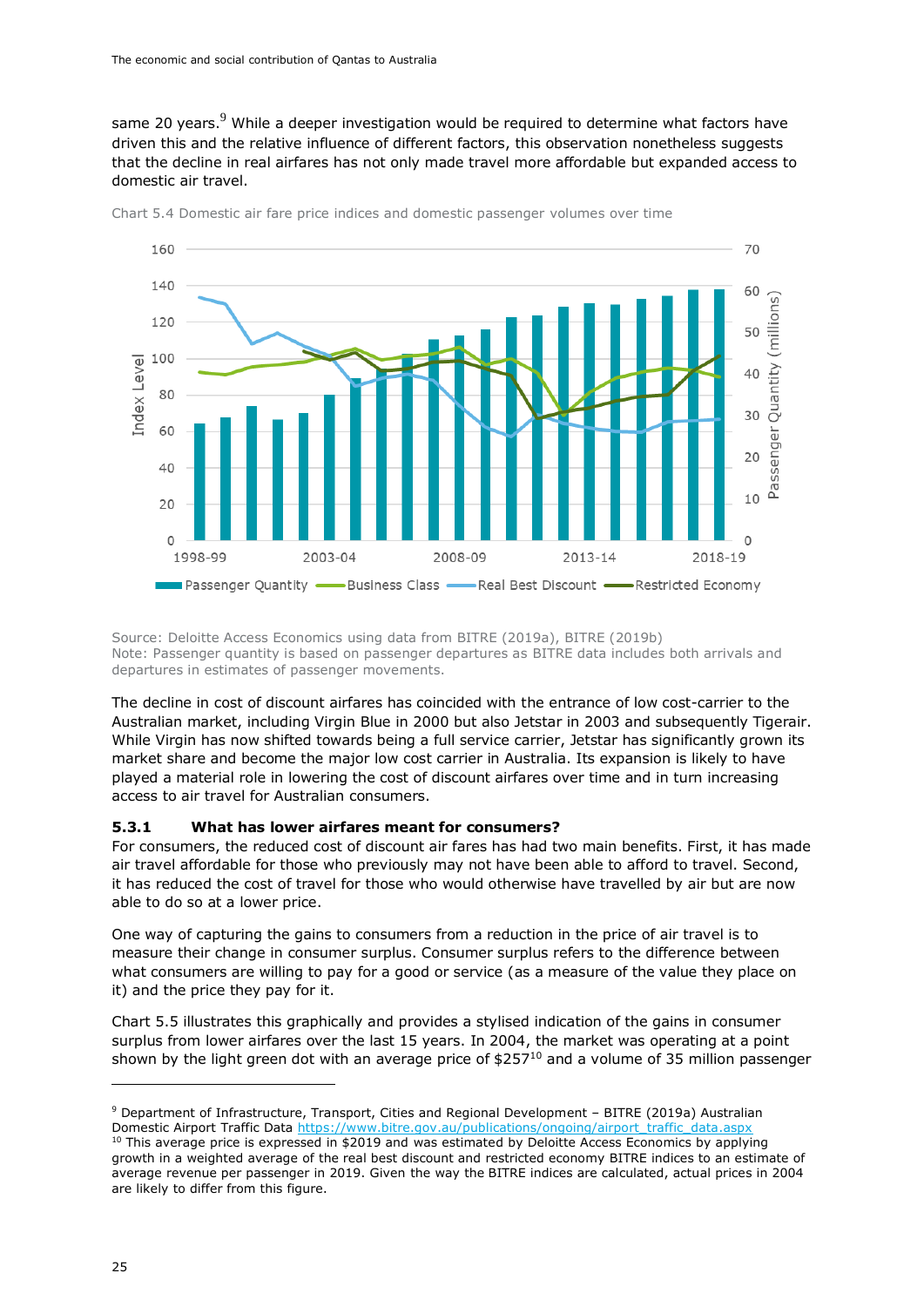same 20 years.[9] While a deeper investigation would be required to determine what factors have driven this and the relative influence of different factors, this observation nonetheless suggests that the decline in real airfares has not only made travel more affordable but expanded access to domestic air travel.

Chart 5.4 Domestic air fare price indices and domestic passenger volumes over time

Source: Deloitte Access Economics using data from BITRE (2019a), BITRE (2019b)
Note: Passenger quantity is based on passenger departures as BITRE data includes both arrivals and departures in estimates of passenger movements.

The decline in cost of discount airfares has coincided with the entrance of low cost-carrier to the Australian market, including Virgin Blue in 2000 but also Jetstar in 2003 and subsequently Tigerair. While Virgin has now shifted towards being a full service carrier, Jetstar has significantly grown its market share and become the major low cost carrier in Australia. Its expansion is likely to have played a material role in lowering the cost of discount airfares over time and in turn increasing access to air travel for Australian consumers.

### 5.3.1 What has lower airfares meant for consumers?

For consumers, the reduced cost of discount air fares has had two main benefits. First, it has made air travel affordable for those who previously may not have been able to afford to travel. Second, it has reduced the cost of travel for those who would otherwise have travelled by air but are now able to do so at a lower price.

One way of capturing the gains to consumers from a reduction in the price of air travel is to measure their change in consumer surplus. Consumer surplus refers to the difference between what consumers are willing to pay for a good or service (as a measure of the value they place on it) and the price they pay for it.

Chart 5.5 illustrates this graphically and provides a stylised indication of the gains in consumer surplus from lower airfares over the last 15 years. In 2004, the market was operating at a point shown by the light green dot with an average price of $257[10] and a volume of 35 million passenger

---

[9] Department of Infrastructure, Transport, Cities and Regional Development – BITRE (2019a) Australian Domestic Airport Traffic Data https://www.bitre.gov.au/publications/ongoing/airport_traffic_data.aspx

[10] This average price is expressed in $2019 and was estimated by Deloitte Access Economics by applying growth in a weighted average of the real best discount and restricted economy BITRE indices to an estimate of average revenue per passenger in 2019. Given the way the BITRE indices are calculated, actual prices in 2004 are likely to differ from this figure.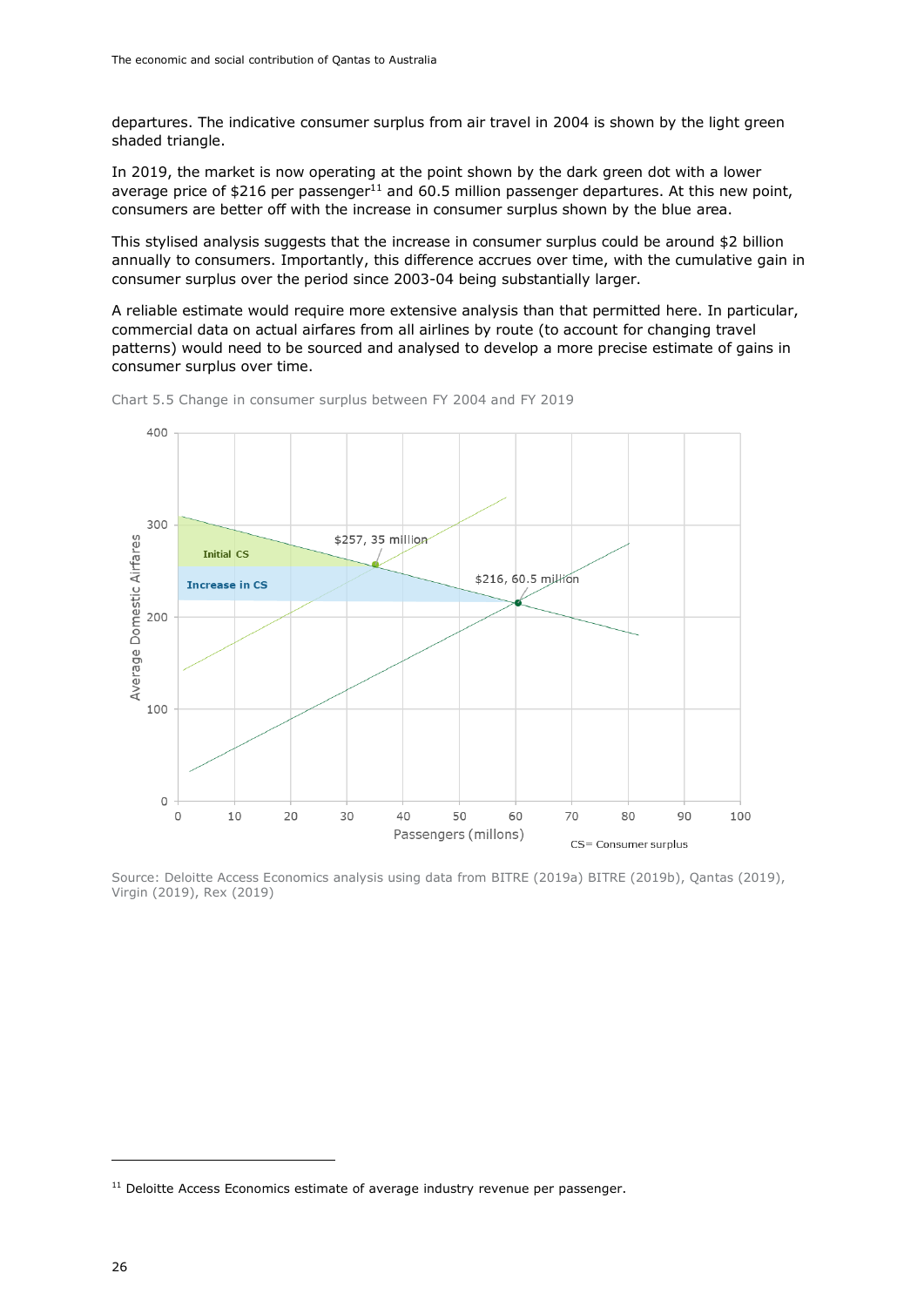departures. The indicative consumer surplus from air travel in 2004 is shown by the light green shaded triangle.

In 2019, the market is now operating at the point shown by the dark green dot with a lower average price of $216 per passenger[11] and 60.5 million passenger departures. At this new point, consumers are better off with the increase in consumer surplus shown by the blue area.

This stylised analysis suggests that the increase in consumer surplus could be around $2 billion annually to consumers. Importantly, this difference accrues over time, with the cumulative gain in consumer surplus over the period since 2003-04 being substantially larger.

A reliable estimate would require more extensive analysis than that permitted here. In particular, commercial data on actual airfares from all airlines by route (to account for changing travel patterns) would need to be sourced and analysed to develop a more precise estimate of gains in consumer surplus over time.

Chart 5.5 Change in consumer surplus between FY 2004 and FY 2019

Source: Deloitte Access Economics analysis using data from BITRE (2019a) BITRE (2019b), Qantas (2019), Virgin (2019), Rex (2019)

[11] Deloitte Access Economics estimate of average industry revenue per passenger.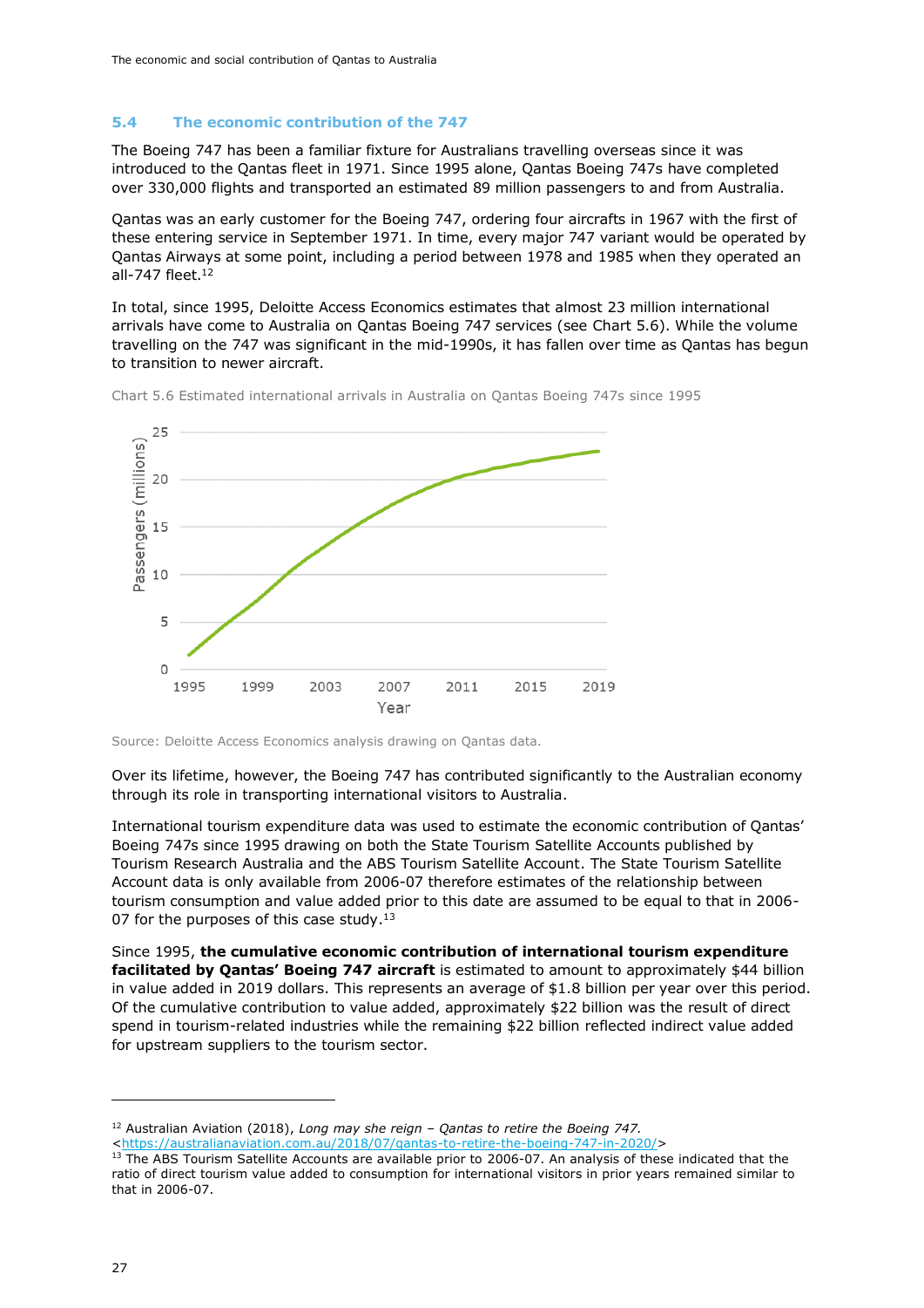## 5.4 The economic contribution of the 747

The Boeing 747 has been a familiar fixture for Australians travelling overseas since it was introduced to the Qantas fleet in 1971. Since 1995 alone, Qantas Boeing 747s have completed over 330,000 flights and transported an estimated 89 million passengers to and from Australia.

Qantas was an early customer for the Boeing 747, ordering four aircrafts in 1967 with the first of these entering service in September 1971. In time, every major 747 variant would be operated by Qantas Airways at some point, including a period between 1978 and 1985 when they operated an all-747 fleet.[12]

In total, since 1995, Deloitte Access Economics estimates that almost 23 million international arrivals have come to Australia on Qantas Boeing 747 services (see Chart 5.6). While the volume travelling on the 747 was significant in the mid-1990s, it has fallen over time as Qantas has begun to transition to newer aircraft.

Chart 5.6 Estimated international arrivals in Australia on Qantas Boeing 747s since 1995

Source: Deloitte Access Economics analysis drawing on Qantas data.

Over its lifetime, however, the Boeing 747 has contributed significantly to the Australian economy through its role in transporting international visitors to Australia.

International tourism expenditure data was used to estimate the economic contribution of Qantas' Boeing 747s since 1995 drawing on both the State Tourism Satellite Accounts published by Tourism Research Australia and the ABS Tourism Satellite Account. The State Tourism Satellite Account data is only available from 2006-07 therefore estimates of the relationship between tourism consumption and value added prior to this date are assumed to be equal to that in 2006-07 for the purposes of this case study.[13]

Since 1995, **the cumulative economic contribution of international tourism expenditure facilitated by Qantas' Boeing 747 aircraft** is estimated to amount to approximately $44 billion in value added in 2019 dollars. This represents an average of $1.8 billion per year over this period. Of the cumulative contribution to value added, approximately $22 billion was the result of direct spend in tourism-related industries while the remaining $22 billion reflected indirect value added for upstream suppliers to the tourism sector.

---

[12] Australian Aviation (2018), *Long may she reign – Qantas to retire the Boeing 747.* <https://australianaviation.com.au/2018/07/qantas-to-retire-the-boeing-747-in-2020/>

[13] The ABS Tourism Satellite Accounts are available prior to 2006-07. An analysis of these indicated that the ratio of direct tourism value added to consumption for international visitors in prior years remained similar to that in 2006-07.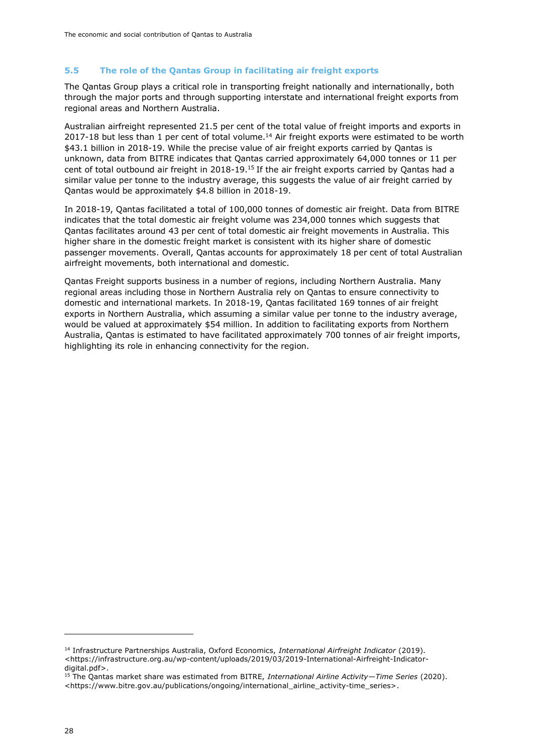## 5.5 The role of the Qantas Group in facilitating air freight exports

The Qantas Group plays a critical role in transporting freight nationally and internationally, both through the major ports and through supporting interstate and international freight exports from regional areas and Northern Australia.

Australian airfreight represented 21.5 per cent of the total value of freight imports and exports in 2017-18 but less than 1 per cent of total volume.[14] Air freight exports were estimated to be worth $43.1 billion in 2018-19. While the precise value of air freight exports carried by Qantas is unknown, data from BITRE indicates that Qantas carried approximately 64,000 tonnes or 11 per cent of total outbound air freight in 2018-19.[15] If the air freight exports carried by Qantas had a similar value per tonne to the industry average, this suggests the value of air freight carried by Qantas would be approximately $4.8 billion in 2018-19.

In 2018-19, Qantas facilitated a total of 100,000 tonnes of domestic air freight. Data from BITRE indicates that the total domestic air freight volume was 234,000 tonnes which suggests that Qantas facilitates around 43 per cent of total domestic air freight movements in Australia. This higher share in the domestic freight market is consistent with its higher share of domestic passenger movements. Overall, Qantas accounts for approximately 18 per cent of total Australian airfreight movements, both international and domestic.

Qantas Freight supports business in a number of regions, including Northern Australia. Many regional areas including those in Northern Australia rely on Qantas to ensure connectivity to domestic and international markets. In 2018-19, Qantas facilitated 169 tonnes of air freight exports in Northern Australia, which assuming a similar value per tonne to the industry average, would be valued at approximately $54 million. In addition to facilitating exports from Northern Australia, Qantas is estimated to have facilitated approximately 700 tonnes of air freight imports, highlighting its role in enhancing connectivity for the region.

---

[14] Infrastructure Partnerships Australia, Oxford Economics, *International Airfreight Indicator* (2019). <https://infrastructure.org.au/wp-content/uploads/2019/03/2019-International-Airfreight-Indicator-digital.pdf>.

[15] The Qantas market share was estimated from BITRE, *International Airline Activity—Time Series* (2020). <https://www.bitre.gov.au/publications/ongoing/international_airline_activity-time_series>.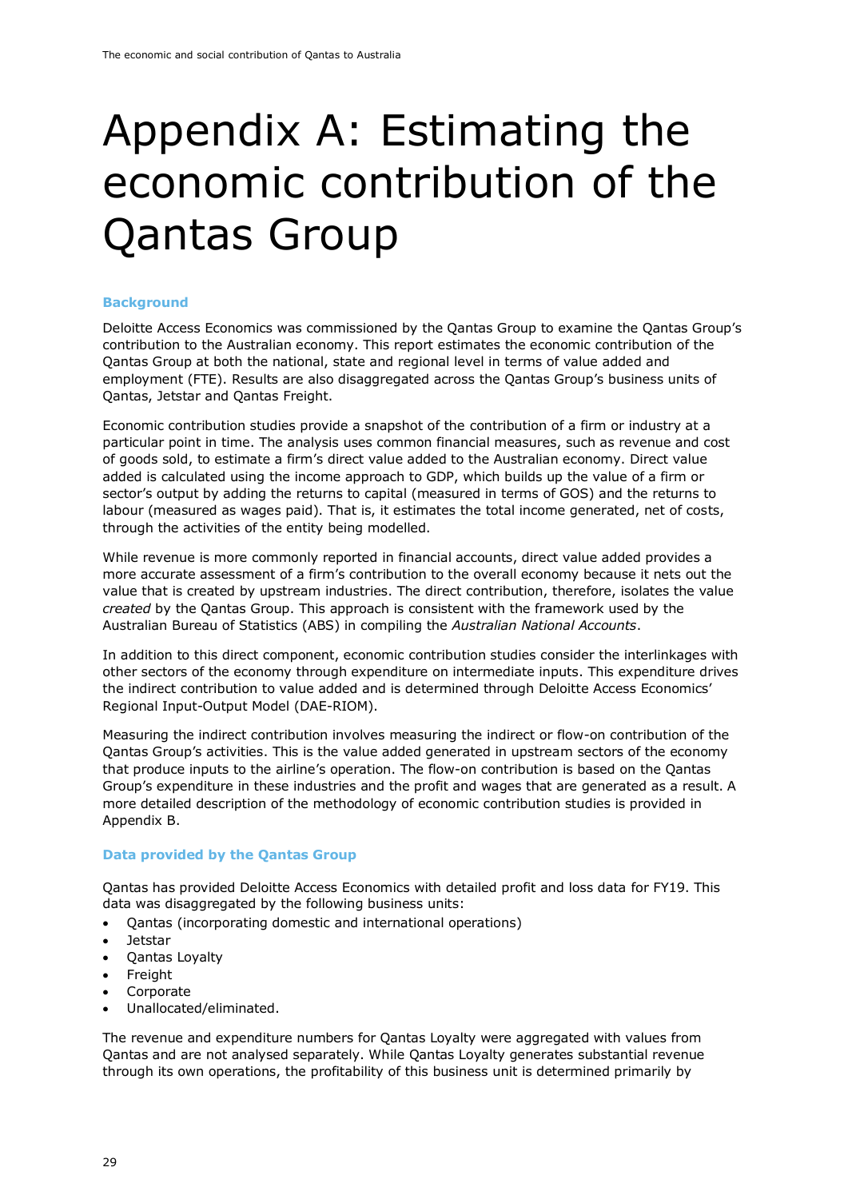# Appendix A: Estimating the economic contribution of the Qantas Group

### Background

Deloitte Access Economics was commissioned by the Qantas Group to examine the Qantas Group's contribution to the Australian economy. This report estimates the economic contribution of the Qantas Group at both the national, state and regional level in terms of value added and employment (FTE). Results are also disaggregated across the Qantas Group's business units of Qantas, Jetstar and Qantas Freight.

Economic contribution studies provide a snapshot of the contribution of a firm or industry at a particular point in time. The analysis uses common financial measures, such as revenue and cost of goods sold, to estimate a firm's direct value added to the Australian economy. Direct value added is calculated using the income approach to GDP, which builds up the value of a firm or sector's output by adding the returns to capital (measured in terms of GOS) and the returns to labour (measured as wages paid). That is, it estimates the total income generated, net of costs, through the activities of the entity being modelled.

While revenue is more commonly reported in financial accounts, direct value added provides a more accurate assessment of a firm's contribution to the overall economy because it nets out the value that is created by upstream industries. The direct contribution, therefore, isolates the value *created* by the Qantas Group. This approach is consistent with the framework used by the Australian Bureau of Statistics (ABS) in compiling the *Australian National Accounts*.

In addition to this direct component, economic contribution studies consider the interlinkages with other sectors of the economy through expenditure on intermediate inputs. This expenditure drives the indirect contribution to value added and is determined through Deloitte Access Economics' Regional Input-Output Model (DAE-RIOM).

Measuring the indirect contribution involves measuring the indirect or flow-on contribution of the Qantas Group's activities. This is the value added generated in upstream sectors of the economy that produce inputs to the airline's operation. The flow-on contribution is based on the Qantas Group's expenditure in these industries and the profit and wages that are generated as a result. A more detailed description of the methodology of economic contribution studies is provided in Appendix B.

### Data provided by the Qantas Group

Qantas has provided Deloitte Access Economics with detailed profit and loss data for FY19. This data was disaggregated by the following business units:

- Qantas (incorporating domestic and international operations)
- Jetstar
- Qantas Loyalty
- Freight
- Corporate
- Unallocated/eliminated.

The revenue and expenditure numbers for Qantas Loyalty were aggregated with values from Qantas and are not analysed separately. While Qantas Loyalty generates substantial revenue through its own operations, the profitability of this business unit is determined primarily by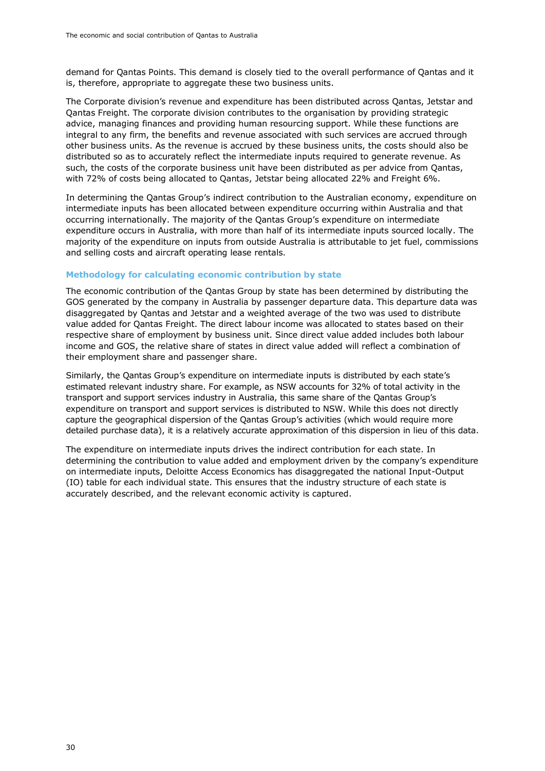demand for Qantas Points. This demand is closely tied to the overall performance of Qantas and it is, therefore, appropriate to aggregate these two business units.

The Corporate division's revenue and expenditure has been distributed across Qantas, Jetstar and Qantas Freight. The corporate division contributes to the organisation by providing strategic advice, managing finances and providing human resourcing support. While these functions are integral to any firm, the benefits and revenue associated with such services are accrued through other business units. As the revenue is accrued by these business units, the costs should also be distributed so as to accurately reflect the intermediate inputs required to generate revenue. As such, the costs of the corporate business unit have been distributed as per advice from Qantas, with 72% of costs being allocated to Qantas, Jetstar being allocated 22% and Freight 6%.

In determining the Qantas Group's indirect contribution to the Australian economy, expenditure on intermediate inputs has been allocated between expenditure occurring within Australia and that occurring internationally. The majority of the Qantas Group's expenditure on intermediate expenditure occurs in Australia, with more than half of its intermediate inputs sourced locally. The majority of the expenditure on inputs from outside Australia is attributable to jet fuel, commissions and selling costs and aircraft operating lease rentals.

### Methodology for calculating economic contribution by state

The economic contribution of the Qantas Group by state has been determined by distributing the GOS generated by the company in Australia by passenger departure data. This departure data was disaggregated by Qantas and Jetstar and a weighted average of the two was used to distribute value added for Qantas Freight. The direct labour income was allocated to states based on their respective share of employment by business unit. Since direct value added includes both labour income and GOS, the relative share of states in direct value added will reflect a combination of their employment share and passenger share.

Similarly, the Qantas Group's expenditure on intermediate inputs is distributed by each state's estimated relevant industry share. For example, as NSW accounts for 32% of total activity in the transport and support services industry in Australia, this same share of the Qantas Group's expenditure on transport and support services is distributed to NSW. While this does not directly capture the geographical dispersion of the Qantas Group's activities (which would require more detailed purchase data), it is a relatively accurate approximation of this dispersion in lieu of this data.

The expenditure on intermediate inputs drives the indirect contribution for each state. In determining the contribution to value added and employment driven by the company's expenditure on intermediate inputs, Deloitte Access Economics has disaggregated the national Input-Output (IO) table for each individual state. This ensures that the industry structure of each state is accurately described, and the relevant economic activity is captured.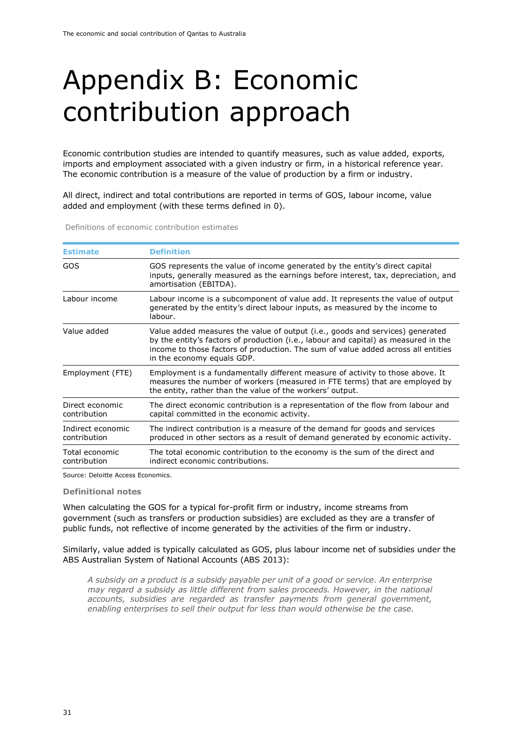# Appendix B: Economic contribution approach

Economic contribution studies are intended to quantify measures, such as value added, exports, imports and employment associated with a given industry or firm, in a historical reference year. The economic contribution is a measure of the value of production by a firm or industry.

All direct, indirect and total contributions are reported in terms of GOS, labour income, value added and employment (with these terms defined in 0).

Definitions of economic contribution estimates

| Estimate | Definition |
|---|---|
| GOS | GOS represents the value of income generated by the entity's direct capital inputs, generally measured as the earnings before interest, tax, depreciation, and amortisation (EBITDA). |
| Labour income | Labour income is a subcomponent of value add. It represents the value of output generated by the entity's direct labour inputs, as measured by the income to labour. |
| Value added | Value added measures the value of output (i.e., goods and services) generated by the entity's factors of production (i.e., labour and capital) as measured in the income to those factors of production. The sum of value added across all entities in the economy equals GDP. |
| Employment (FTE) | Employment is a fundamentally different measure of activity to those above. It measures the number of workers (measured in FTE terms) that are employed by the entity, rather than the value of the workers' output. |
| Direct economic contribution | The direct economic contribution is a representation of the flow from labour and capital committed in the economic activity. |
| Indirect economic contribution | The indirect contribution is a measure of the demand for goods and services produced in other sectors as a result of demand generated by economic activity. |
| Total economic contribution | The total economic contribution to the economy is the sum of the direct and indirect economic contributions. |

Source: Deloitte Access Economics.

**Definitional notes**

When calculating the GOS for a typical for-profit firm or industry, income streams from government (such as transfers or production subsidies) are excluded as they are a transfer of public funds, not reflective of income generated by the activities of the firm or industry.

Similarly, value added is typically calculated as GOS, plus labour income net of subsidies under the ABS Australian System of National Accounts (ABS 2013):

> *A subsidy on a product is a subsidy payable per unit of a good or service. An enterprise may regard a subsidy as little different from sales proceeds. However, in the national accounts, subsidies are regarded as transfer payments from general government, enabling enterprises to sell their output for less than would otherwise be the case.*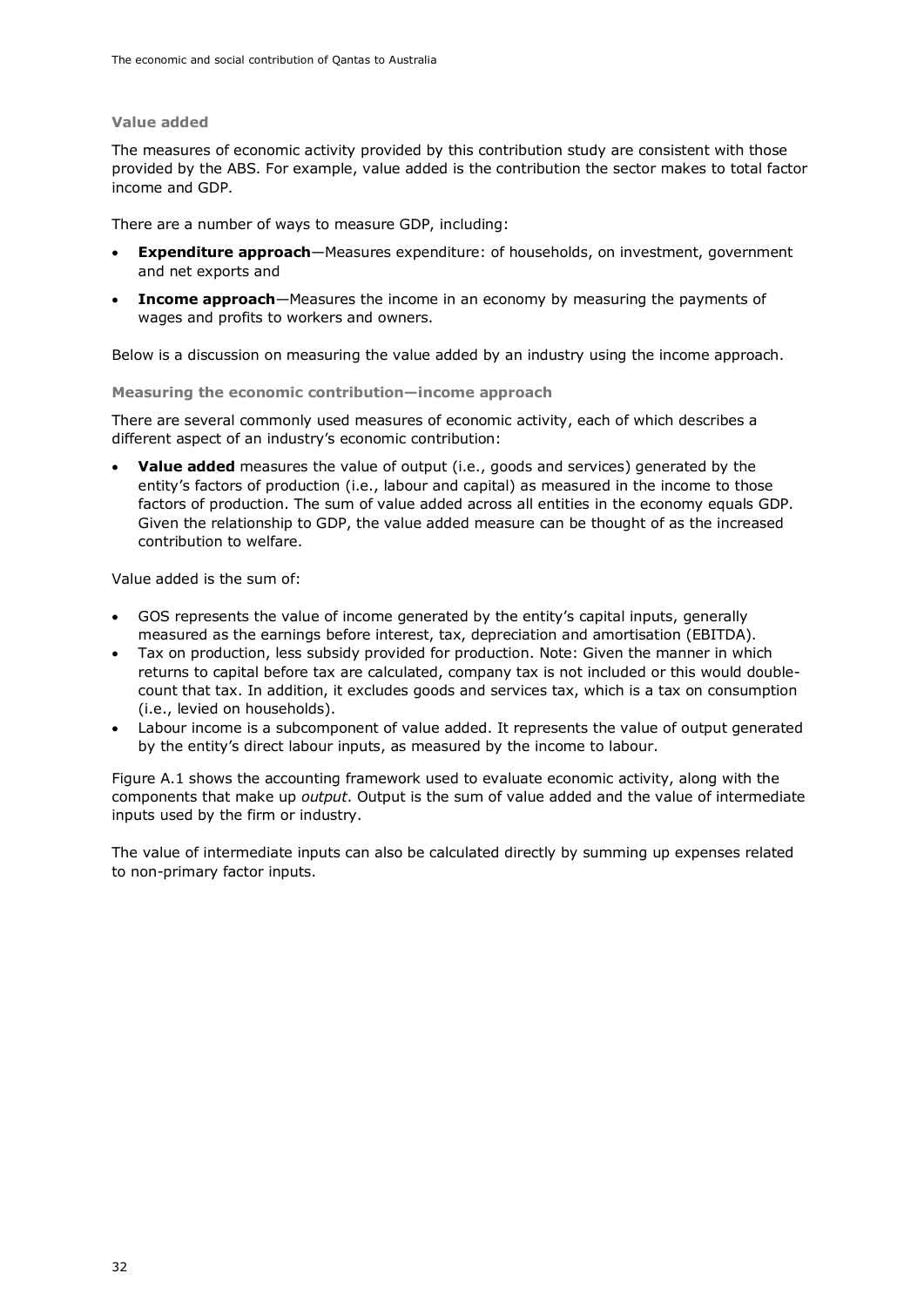### Value added

The measures of economic activity provided by this contribution study are consistent with those provided by the ABS. For example, value added is the contribution the sector makes to total factor income and GDP.

There are a number of ways to measure GDP, including:

- **Expenditure approach**—Measures expenditure: of households, on investment, government and net exports and
- **Income approach**—Measures the income in an economy by measuring the payments of wages and profits to workers and owners.

Below is a discussion on measuring the value added by an industry using the income approach.

#### Measuring the economic contribution—income approach

There are several commonly used measures of economic activity, each of which describes a different aspect of an industry's economic contribution:

- **Value added** measures the value of output (i.e., goods and services) generated by the entity's factors of production (i.e., labour and capital) as measured in the income to those factors of production. The sum of value added across all entities in the economy equals GDP. Given the relationship to GDP, the value added measure can be thought of as the increased contribution to welfare.

Value added is the sum of:

- GOS represents the value of income generated by the entity's capital inputs, generally measured as the earnings before interest, tax, depreciation and amortisation (EBITDA).
- Tax on production, less subsidy provided for production. Note: Given the manner in which returns to capital before tax are calculated, company tax is not included or this would double-count that tax. In addition, it excludes goods and services tax, which is a tax on consumption (i.e., levied on households).
- Labour income is a subcomponent of value added. It represents the value of output generated by the entity's direct labour inputs, as measured by the income to labour.

Figure A.1 shows the accounting framework used to evaluate economic activity, along with the components that make up *output*. Output is the sum of value added and the value of intermediate inputs used by the firm or industry.

The value of intermediate inputs can also be calculated directly by summing up expenses related to non-primary factor inputs.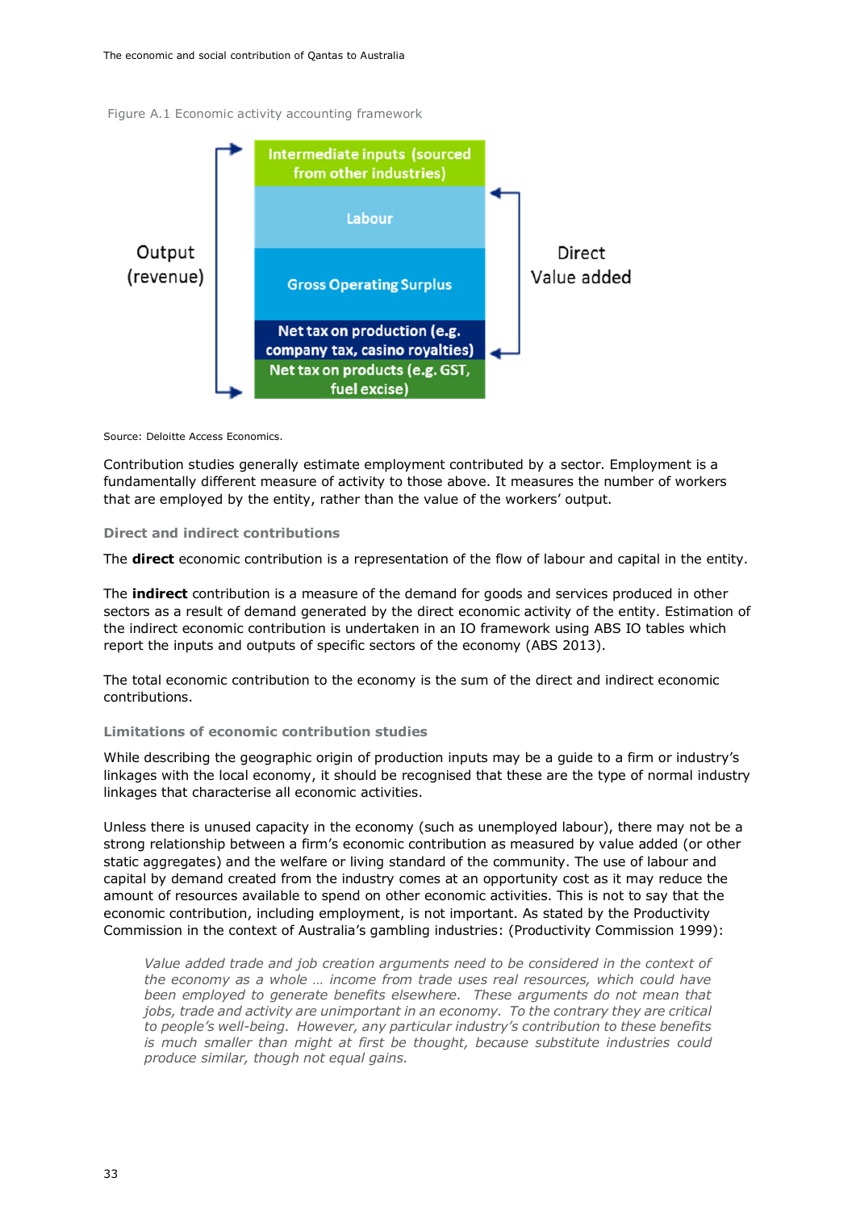Figure A.1 Economic activity accounting framework

| | Component | |
|---|---|---|
| Output (revenue) | Intermediate inputs (sourced from other industries) | |
| | Labour | Direct Value added |
| | Gross Operating Surplus | |
| | Net tax on production (e.g. company tax, casino royalties) | |
| | Net tax on products (e.g. GST, fuel excise) | |

Source: Deloitte Access Economics.

Contribution studies generally estimate employment contributed by a sector. Employment is a fundamentally different measure of activity to those above. It measures the number of workers that are employed by the entity, rather than the value of the workers' output.

### Direct and indirect contributions

The **direct** economic contribution is a representation of the flow of labour and capital in the entity.

The **indirect** contribution is a measure of the demand for goods and services produced in other sectors as a result of demand generated by the direct economic activity of the entity. Estimation of the indirect economic contribution is undertaken in an IO framework using ABS IO tables which report the inputs and outputs of specific sectors of the economy (ABS 2013).

The total economic contribution to the economy is the sum of the direct and indirect economic contributions.

### Limitations of economic contribution studies

While describing the geographic origin of production inputs may be a guide to a firm or industry's linkages with the local economy, it should be recognised that these are the type of normal industry linkages that characterise all economic activities.

Unless there is unused capacity in the economy (such as unemployed labour), there may not be a strong relationship between a firm's economic contribution as measured by value added (or other static aggregates) and the welfare or living standard of the community. The use of labour and capital by demand created from the industry comes at an opportunity cost as it may reduce the amount of resources available to spend on other economic activities. This is not to say that the economic contribution, including employment, is not important. As stated by the Productivity Commission in the context of Australia's gambling industries: (Productivity Commission 1999):

> *Value added trade and job creation arguments need to be considered in the context of the economy as a whole … income from trade uses real resources, which could have been employed to generate benefits elsewhere. These arguments do not mean that jobs, trade and activity are unimportant in an economy. To the contrary they are critical to people's well-being. However, any particular industry's contribution to these benefits is much smaller than might at first be thought, because substitute industries could produce similar, though not equal gains.*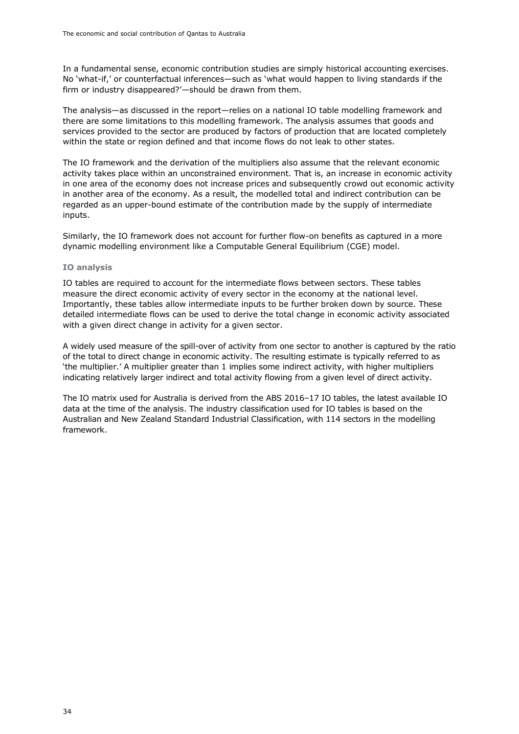In a fundamental sense, economic contribution studies are simply historical accounting exercises. No 'what-if,' or counterfactual inferences—such as 'what would happen to living standards if the firm or industry disappeared?'—should be drawn from them.

The analysis—as discussed in the report—relies on a national IO table modelling framework and there are some limitations to this modelling framework. The analysis assumes that goods and services provided to the sector are produced by factors of production that are located completely within the state or region defined and that income flows do not leak to other states.

The IO framework and the derivation of the multipliers also assume that the relevant economic activity takes place within an unconstrained environment. That is, an increase in economic activity in one area of the economy does not increase prices and subsequently crowd out economic activity in another area of the economy. As a result, the modelled total and indirect contribution can be regarded as an upper-bound estimate of the contribution made by the supply of intermediate inputs.

Similarly, the IO framework does not account for further flow-on benefits as captured in a more dynamic modelling environment like a Computable General Equilibrium (CGE) model.

#### IO analysis

IO tables are required to account for the intermediate flows between sectors. These tables measure the direct economic activity of every sector in the economy at the national level. Importantly, these tables allow intermediate inputs to be further broken down by source. These detailed intermediate flows can be used to derive the total change in economic activity associated with a given direct change in activity for a given sector.

A widely used measure of the spill-over of activity from one sector to another is captured by the ratio of the total to direct change in economic activity. The resulting estimate is typically referred to as 'the multiplier.' A multiplier greater than 1 implies some indirect activity, with higher multipliers indicating relatively larger indirect and total activity flowing from a given level of direct activity.

The IO matrix used for Australia is derived from the ABS 2016–17 IO tables, the latest available IO data at the time of the analysis. The industry classification used for IO tables is based on the Australian and New Zealand Standard Industrial Classification, with 114 sectors in the modelling framework.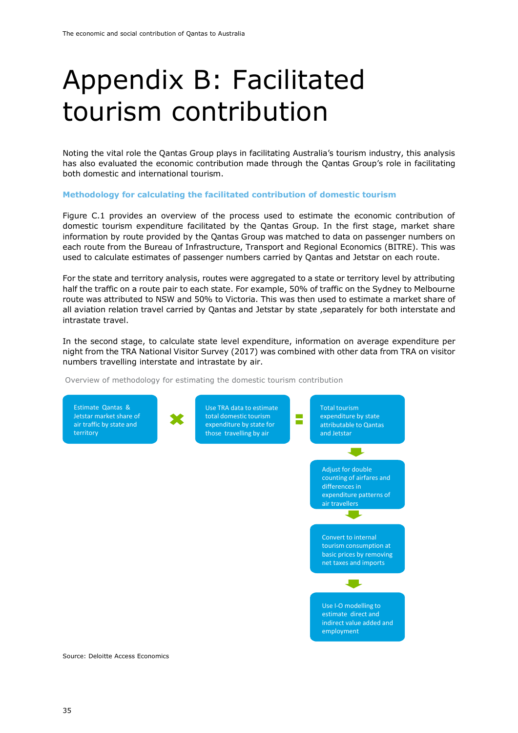# Appendix B: Facilitated tourism contribution

Noting the vital role the Qantas Group plays in facilitating Australia's tourism industry, this analysis has also evaluated the economic contribution made through the Qantas Group's role in facilitating both domestic and international tourism.

### Methodology for calculating the facilitated contribution of domestic tourism

Figure C.1 provides an overview of the process used to estimate the economic contribution of domestic tourism expenditure facilitated by the Qantas Group. In the first stage, market share information by route provided by the Qantas Group was matched to data on passenger numbers on each route from the Bureau of Infrastructure, Transport and Regional Economics (BITRE). This was used to calculate estimates of passenger numbers carried by Qantas and Jetstar on each route.

For the state and territory analysis, routes were aggregated to a state or territory level by attributing half the traffic on a route pair to each state. For example, 50% of traffic on the Sydney to Melbourne route was attributed to NSW and 50% to Victoria. This was then used to estimate a market share of all aviation relation travel carried by Qantas and Jetstar by state ,separately for both interstate and intrastate travel.

In the second stage, to calculate state level expenditure, information on average expenditure per night from the TRA National Visitor Survey (2017) was combined with other data from TRA on visitor numbers travelling interstate and intrastate by air.

Overview of methodology for estimating the domestic tourism contribution

Estimate Qantas & Jetstar market share of air traffic by state and territory

×

Use TRA data to estimate total domestic tourism expenditure by state for those travelling by air

=

Total tourism expenditure by state attributable to Qantas and Jetstar

↓

Adjust for double counting of airfares and differences in expenditure patterns of air travellers

↓

Convert to internal tourism consumption at basic prices by removing net taxes and imports

↓

Use I-O modelling to estimate direct and indirect value added and employment

Source: Deloitte Access Economics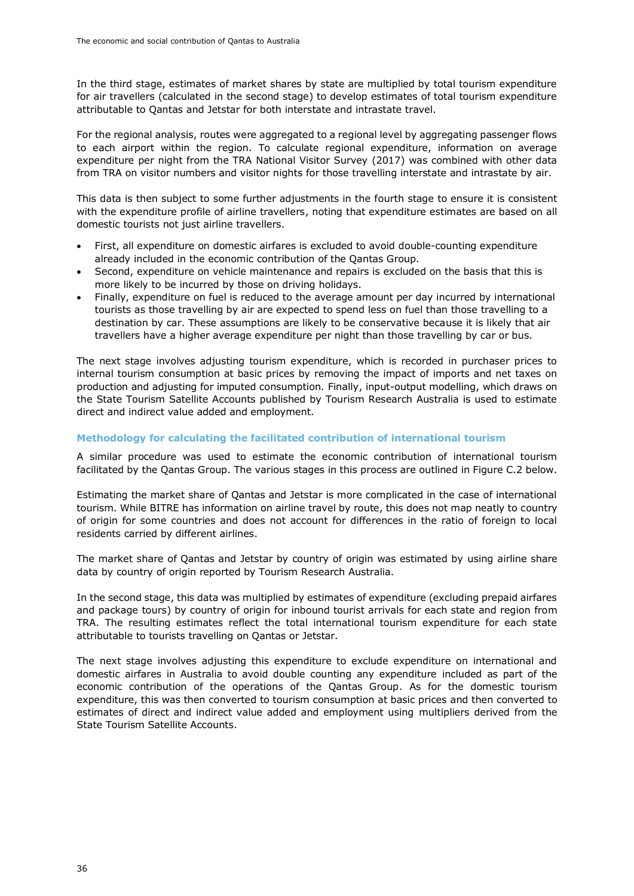In the third stage, estimates of market shares by state are multiplied by total tourism expenditure for air travellers (calculated in the second stage) to develop estimates of total tourism expenditure attributable to Qantas and Jetstar for both interstate and intrastate travel.

For the regional analysis, routes were aggregated to a regional level by aggregating passenger flows to each airport within the region. To calculate regional expenditure, information on average expenditure per night from the TRA National Visitor Survey (2017) was combined with other data from TRA on visitor numbers and visitor nights for those travelling interstate and intrastate by air.

This data is then subject to some further adjustments in the fourth stage to ensure it is consistent with the expenditure profile of airline travellers, noting that expenditure estimates are based on all domestic tourists not just airline travellers.

- First, all expenditure on domestic airfares is excluded to avoid double-counting expenditure already included in the economic contribution of the Qantas Group.
- Second, expenditure on vehicle maintenance and repairs is excluded on the basis that this is more likely to be incurred by those on driving holidays.
- Finally, expenditure on fuel is reduced to the average amount per day incurred by international tourists as those travelling by air are expected to spend less on fuel than those travelling to a destination by car. These assumptions are likely to be conservative because it is likely that air travellers have a higher average expenditure per night than those travelling by car or bus.

The next stage involves adjusting tourism expenditure, which is recorded in purchaser prices to internal tourism consumption at basic prices by removing the impact of imports and net taxes on production and adjusting for imputed consumption. Finally, input-output modelling, which draws on the State Tourism Satellite Accounts published by Tourism Research Australia is used to estimate direct and indirect value added and employment.

### Methodology for calculating the facilitated contribution of international tourism

A similar procedure was used to estimate the economic contribution of international tourism facilitated by the Qantas Group. The various stages in this process are outlined in Figure C.2 below.

Estimating the market share of Qantas and Jetstar is more complicated in the case of international tourism. While BITRE has information on airline travel by route, this does not map neatly to country of origin for some countries and does not account for differences in the ratio of foreign to local residents carried by different airlines.

The market share of Qantas and Jetstar by country of origin was estimated by using airline share data by country of origin reported by Tourism Research Australia.

In the second stage, this data was multiplied by estimates of expenditure (excluding prepaid airfares and package tours) by country of origin for inbound tourist arrivals for each state and region from TRA. The resulting estimates reflect the total international tourism expenditure for each state attributable to tourists travelling on Qantas or Jetstar.

The next stage involves adjusting this expenditure to exclude expenditure on international and domestic airfares in Australia to avoid double counting any expenditure included as part of the economic contribution of the operations of the Qantas Group. As for the domestic tourism expenditure, this was then converted to tourism consumption at basic prices and then converted to estimates of direct and indirect value added and employment using multipliers derived from the State Tourism Satellite Accounts.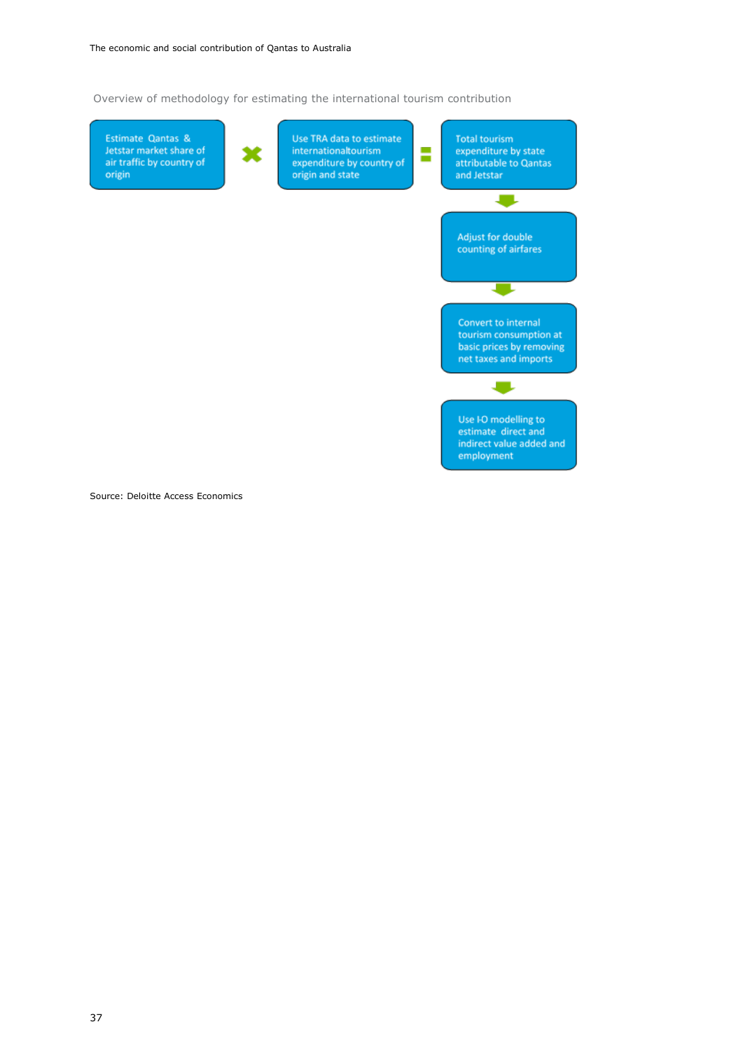Overview of methodology for estimating the international tourism contribution

Estimate Qantas & Jetstar market share of air traffic by country of origin

×

Use TRA data to estimate internationaltourism expenditure by country of origin and state

=

Total tourism expenditure by state attributable to Qantas and Jetstar

↓

Adjust for double counting of airfares

↓

Convert to internal tourism consumption at basic prices by removing net taxes and imports

↓

Use I-O modelling to estimate direct and indirect value added and employment

Source: Deloitte Access Economics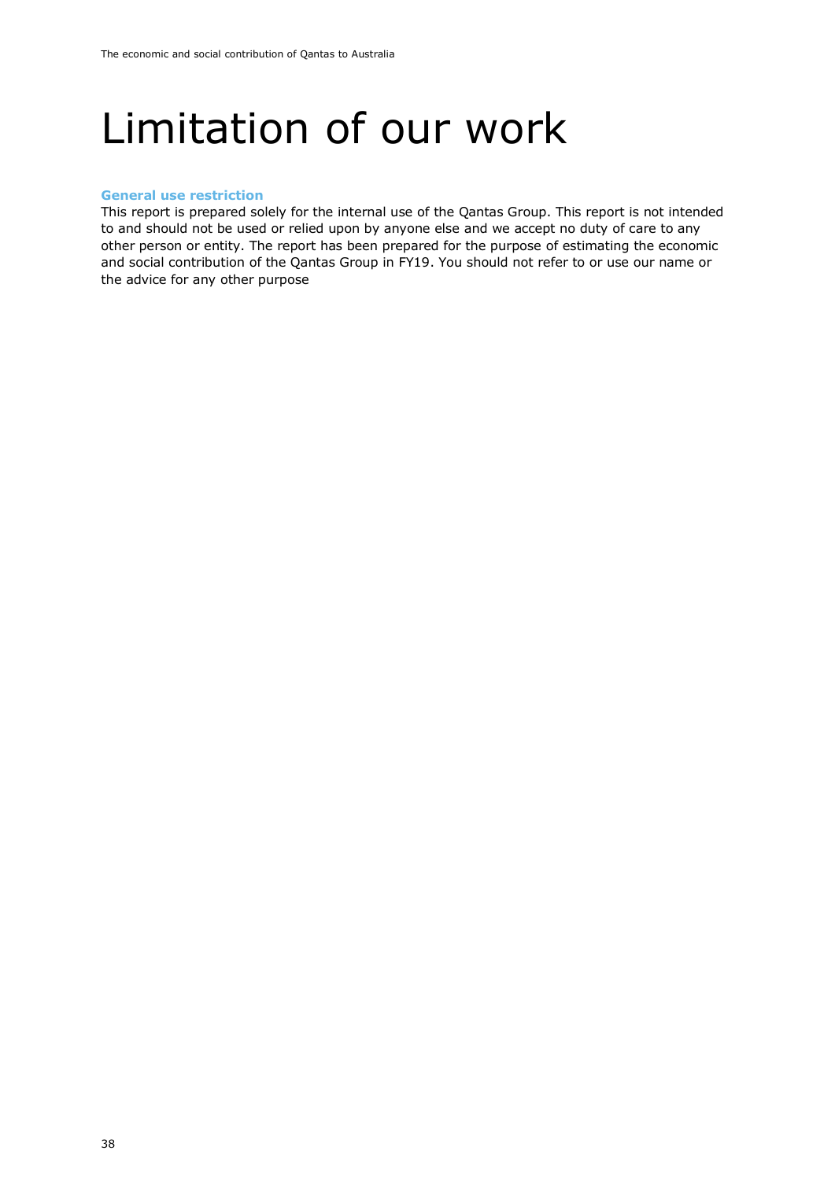# Limitation of our work

**General use restriction**

This report is prepared solely for the internal use of the Qantas Group. This report is not intended to and should not be used or relied upon by anyone else and we accept no duty of care to any other person or entity. The report has been prepared for the purpose of estimating the economic and social contribution of the Qantas Group in FY19. You should not refer to or use our name or the advice for any other purpose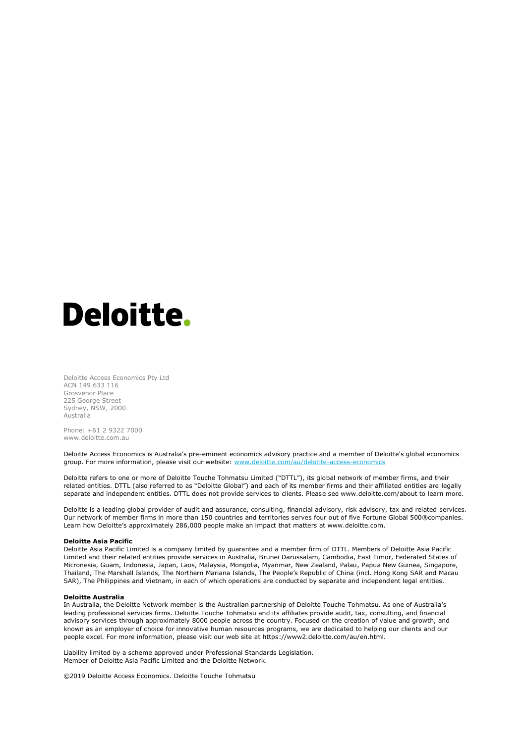Deloitte.

Deloitte Access Economics Pty Ltd
ACN 149 633 116
Grosvenor Place
225 George Street
Sydney, NSW, 2000
Australia

Phone: +61 2 9322 7000
www.deloitte.com.au

Deloitte Access Economics is Australia's pre-eminent economics advisory practice and a member of Deloitte's global economics group. For more information, please visit our website: www.deloitte.com/au/deloitte-access-economics

Deloitte refers to one or more of Deloitte Touche Tohmatsu Limited ("DTTL"), its global network of member firms, and their related entities. DTTL (also referred to as "Deloitte Global") and each of its member firms and their affiliated entities are legally separate and independent entities. DTTL does not provide services to clients. Please see www.deloitte.com/about to learn more.

Deloitte is a leading global provider of audit and assurance, consulting, financial advisory, risk advisory, tax and related services. Our network of member firms in more than 150 countries and territories serves four out of five Fortune Global 500®companies. Learn how Deloitte's approximately 286,000 people make an impact that matters at www.deloitte.com.

**Deloitte Asia Pacific**
Deloitte Asia Pacific Limited is a company limited by guarantee and a member firm of DTTL. Members of Deloitte Asia Pacific Limited and their related entities provide services in Australia, Brunei Darussalam, Cambodia, East Timor, Federated States of Micronesia, Guam, Indonesia, Japan, Laos, Malaysia, Mongolia, Myanmar, New Zealand, Palau, Papua New Guinea, Singapore, Thailand, The Marshall Islands, The Northern Mariana Islands, The People's Republic of China (incl. Hong Kong SAR and Macau SAR), The Philippines and Vietnam, in each of which operations are conducted by separate and independent legal entities.

**Deloitte Australia**
In Australia, the Deloitte Network member is the Australian partnership of Deloitte Touche Tohmatsu. As one of Australia's leading professional services firms. Deloitte Touche Tohmatsu and its affiliates provide audit, tax, consulting, and financial advisory services through approximately 8000 people across the country. Focused on the creation of value and growth, and known as an employer of choice for innovative human resources programs, we are dedicated to helping our clients and our people excel. For more information, please visit our web site at https://www2.deloitte.com/au/en.html.

Liability limited by a scheme approved under Professional Standards Legislation.
Member of Deloitte Asia Pacific Limited and the Deloitte Network.

©2019 Deloitte Access Economics. Deloitte Touche Tohmatsu